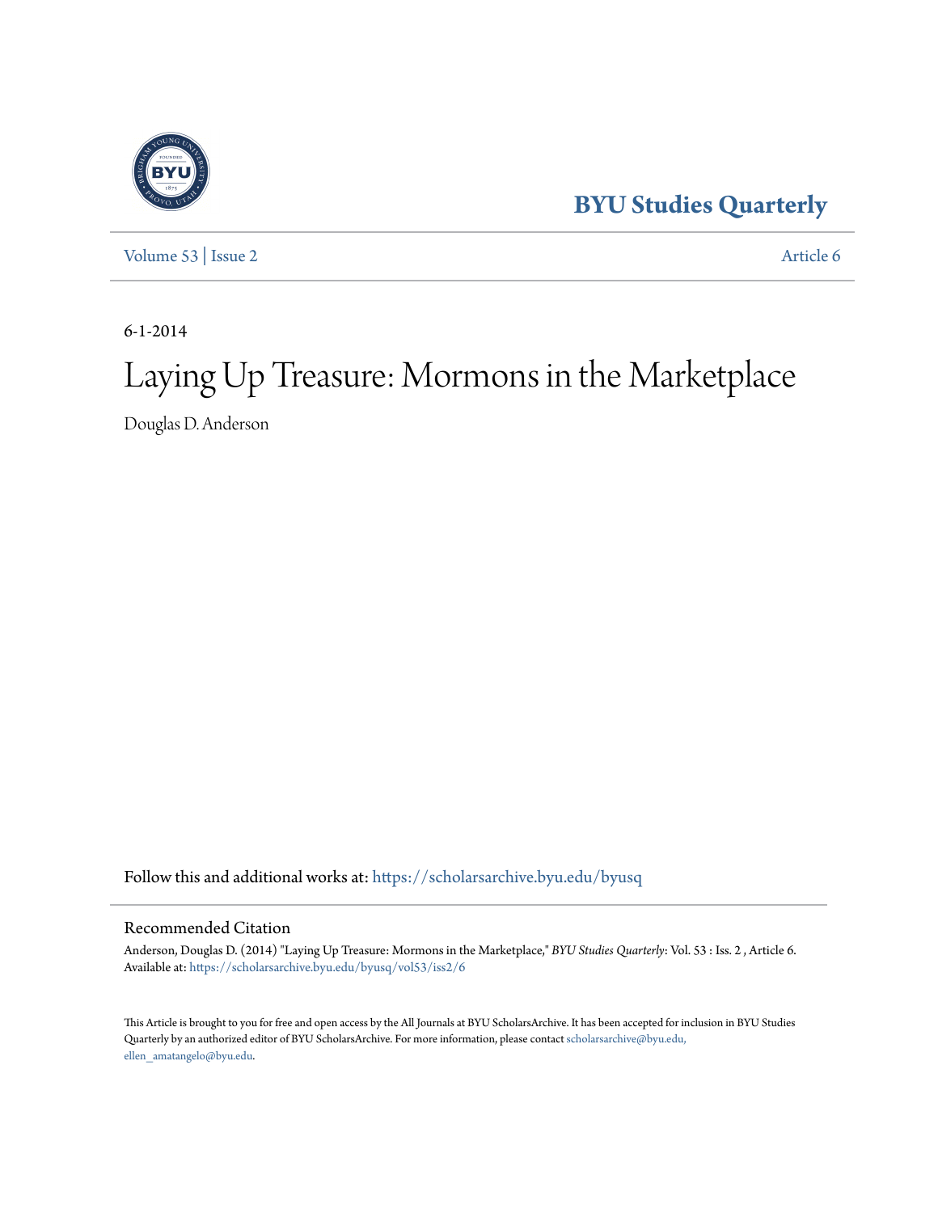BYU Studies Quarterly

Volume 53 | Issue 2 Article 6

6-1-2014

# Laying Up Treasure: Mormons in the Marketplace

Douglas D. Anderson

Follow this and additional works at: https://scholarsarchive.byu.edu/byusq

## Recommended Citation

Anderson, Douglas D. (2014) "Laying Up Treasure: Mormons in the Marketplace," *BYU Studies Quarterly*: Vol. 53 : Iss. 2 , Article 6.
Available at: https://scholarsarchive.byu.edu/byusq/vol53/iss2/6

This Article is brought to you for free and open access by the All Journals at BYU ScholarsArchive. It has been accepted for inclusion in BYU Studies Quarterly by an authorized editor of BYU ScholarsArchive. For more information, please contact scholarsarchive@byu.edu, ellen_amatangelo@byu.edu.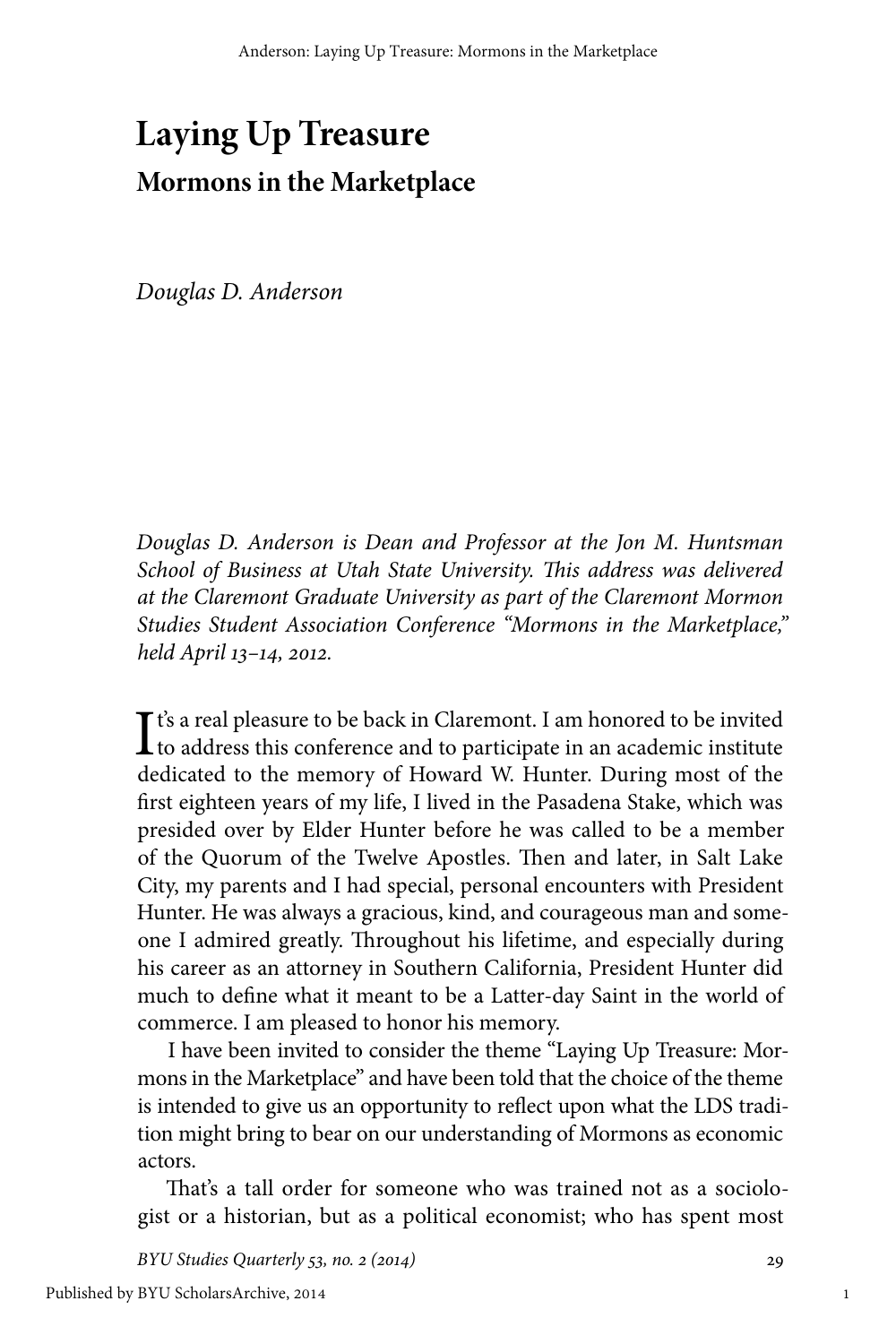# Laying Up Treasure

## Mormons in the Marketplace

*Douglas D. Anderson*

*Douglas D. Anderson is Dean and Professor at the Jon M. Huntsman School of Business at Utah State University. This address was delivered at the Claremont Graduate University as part of the Claremont Mormon Studies Student Association Conference "Mormons in the Marketplace," held April 13–14, 2012.*

It's a real pleasure to be back in Claremont. I am honored to be invited to address this conference and to participate in an academic institute dedicated to the memory of Howard W. Hunter. During most of the first eighteen years of my life, I lived in the Pasadena Stake, which was presided over by Elder Hunter before he was called to be a member of the Quorum of the Twelve Apostles. Then and later, in Salt Lake City, my parents and I had special, personal encounters with President Hunter. He was always a gracious, kind, and courageous man and someone I admired greatly. Throughout his lifetime, and especially during his career as an attorney in Southern California, President Hunter did much to define what it meant to be a Latter-day Saint in the world of commerce. I am pleased to honor his memory.

I have been invited to consider the theme "Laying Up Treasure: Mormons in the Marketplace" and have been told that the choice of the theme is intended to give us an opportunity to reflect upon what the LDS tradition might bring to bear on our understanding of Mormons as economic actors.

That's a tall order for someone who was trained not as a sociologist or a historian, but as a political economist; who has spent most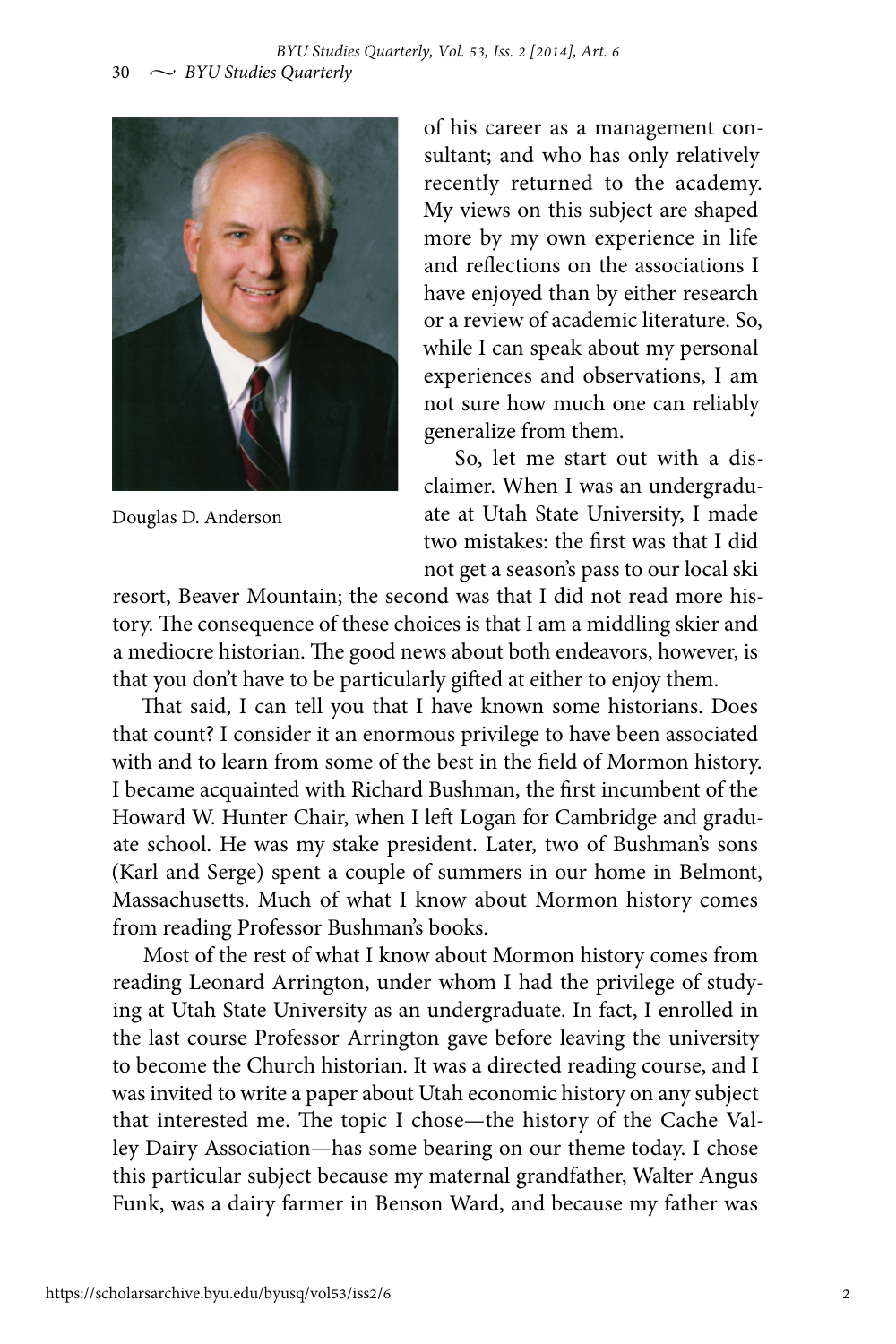of his career as a management consultant; and who has only relatively recently returned to the academy. My views on this subject are shaped more by my own experience in life and reflections on the associations I have enjoyed than by either research or a review of academic literature. So, while I can speak about my personal experiences and observations, I am not sure how much one can reliably generalize from them.

Douglas D. Anderson

So, let me start out with a disclaimer. When I was an undergraduate at Utah State University, I made two mistakes: the first was that I did not get a season's pass to our local ski resort, Beaver Mountain; the second was that I did not read more history. The consequence of these choices is that I am a middling skier and a mediocre historian. The good news about both endeavors, however, is that you don't have to be particularly gifted at either to enjoy them.

That said, I can tell you that I have known some historians. Does that count? I consider it an enormous privilege to have been associated with and to learn from some of the best in the field of Mormon history. I became acquainted with Richard Bushman, the first incumbent of the Howard W. Hunter Chair, when I left Logan for Cambridge and graduate school. He was my stake president. Later, two of Bushman's sons (Karl and Serge) spent a couple of summers in our home in Belmont, Massachusetts. Much of what I know about Mormon history comes from reading Professor Bushman's books.

Most of the rest of what I know about Mormon history comes from reading Leonard Arrington, under whom I had the privilege of studying at Utah State University as an undergraduate. In fact, I enrolled in the last course Professor Arrington gave before leaving the university to become the Church historian. It was a directed reading course, and I was invited to write a paper about Utah economic history on any subject that interested me. The topic I chose—the history of the Cache Valley Dairy Association—has some bearing on our theme today. I chose this particular subject because my maternal grandfather, Walter Angus Funk, was a dairy farmer in Benson Ward, and because my father was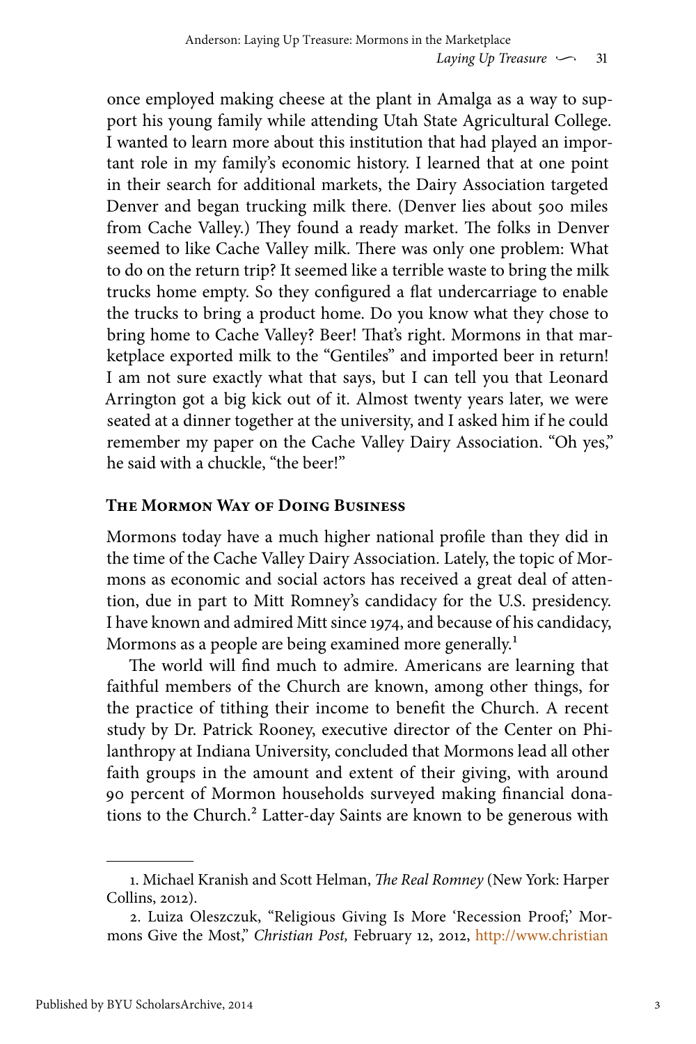once employed making cheese at the plant in Amalga as a way to support his young family while attending Utah State Agricultural College. I wanted to learn more about this institution that had played an important role in my family's economic history. I learned that at one point in their search for additional markets, the Dairy Association targeted Denver and began trucking milk there. (Denver lies about 500 miles from Cache Valley.) They found a ready market. The folks in Denver seemed to like Cache Valley milk. There was only one problem: What to do on the return trip? It seemed like a terrible waste to bring the milk trucks home empty. So they configured a flat undercarriage to enable the trucks to bring a product home. Do you know what they chose to bring home to Cache Valley? Beer! That's right. Mormons in that marketplace exported milk to the "Gentiles" and imported beer in return! I am not sure exactly what that says, but I can tell you that Leonard Arrington got a big kick out of it. Almost twenty years later, we were seated at a dinner together at the university, and I asked him if he could remember my paper on the Cache Valley Dairy Association. "Oh yes," he said with a chuckle, "the beer!"

## The Mormon Way of Doing Business

Mormons today have a much higher national profile than they did in the time of the Cache Valley Dairy Association. Lately, the topic of Mormons as economic and social actors has received a great deal of attention, due in part to Mitt Romney's candidacy for the U.S. presidency. I have known and admired Mitt since 1974, and because of his candidacy, Mormons as a people are being examined more generally.[1]

The world will find much to admire. Americans are learning that faithful members of the Church are known, among other things, for the practice of tithing their income to benefit the Church. A recent study by Dr. Patrick Rooney, executive director of the Center on Philanthropy at Indiana University, concluded that Mormons lead all other faith groups in the amount and extent of their giving, with around 90 percent of Mormon households surveyed making financial donations to the Church.[2] Latter-day Saints are known to be generous with

---

1. Michael Kranish and Scott Helman, *The Real Romney* (New York: Harper Collins, 2012).

2. Luiza Oleszczuk, "Religious Giving Is More 'Recession Proof;' Mormons Give the Most," *Christian Post,* February 12, 2012, http://www.christian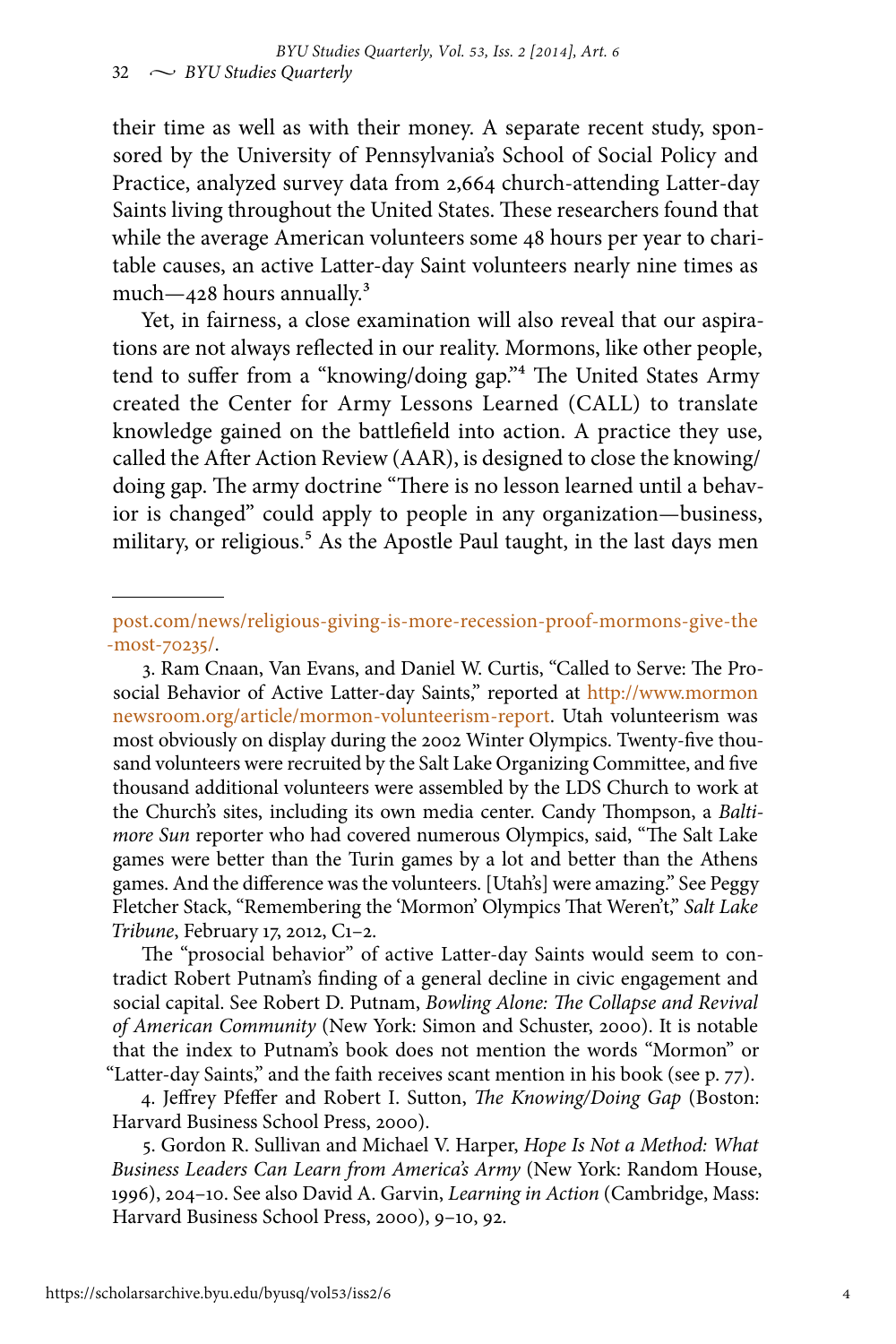their time as well as with their money. A separate recent study, sponsored by the University of Pennsylvania's School of Social Policy and Practice, analyzed survey data from 2,664 church-attending Latter-day Saints living throughout the United States. These researchers found that while the average American volunteers some 48 hours per year to charitable causes, an active Latter-day Saint volunteers nearly nine times as much—428 hours annually.[3]

Yet, in fairness, a close examination will also reveal that our aspirations are not always reflected in our reality. Mormons, like other people, tend to suffer from a "knowing/doing gap."[4] The United States Army created the Center for Army Lessons Learned (CALL) to translate knowledge gained on the battlefield into action. A practice they use, called the After Action Review (AAR), is designed to close the knowing/doing gap. The army doctrine "There is no lesson learned until a behavior is changed" could apply to people in any organization—business, military, or religious.[5] As the Apostle Paul taught, in the last days men

---

post.com/news/religious-giving-is-more-recession-proof-mormons-give-the-most-70235/.

3. Ram Cnaan, Van Evans, and Daniel W. Curtis, "Called to Serve: The Prosocial Behavior of Active Latter-day Saints," reported at http://www.mormonnewsroom.org/article/mormon-volunteerism-report. Utah volunteerism was most obviously on display during the 2002 Winter Olympics. Twenty-five thousand volunteers were recruited by the Salt Lake Organizing Committee, and five thousand additional volunteers were assembled by the LDS Church to work at the Church's sites, including its own media center. Candy Thompson, a *Baltimore Sun* reporter who had covered numerous Olympics, said, "The Salt Lake games were better than the Turin games by a lot and better than the Athens games. And the difference was the volunteers. [Utah's] were amazing." See Peggy Fletcher Stack, "Remembering the 'Mormon' Olympics That Weren't," *Salt Lake Tribune*, February 17, 2012, C1–2.

The "prosocial behavior" of active Latter-day Saints would seem to contradict Robert Putnam's finding of a general decline in civic engagement and social capital. See Robert D. Putnam, *Bowling Alone: The Collapse and Revival of American Community* (New York: Simon and Schuster, 2000). It is notable that the index to Putnam's book does not mention the words "Mormon" or "Latter-day Saints," and the faith receives scant mention in his book (see p. 77).

4. Jeffrey Pfeffer and Robert I. Sutton, *The Knowing/Doing Gap* (Boston: Harvard Business School Press, 2000).

5. Gordon R. Sullivan and Michael V. Harper, *Hope Is Not a Method: What Business Leaders Can Learn from America's Army* (New York: Random House, 1996), 204–10. See also David A. Garvin, *Learning in Action* (Cambridge, Mass: Harvard Business School Press, 2000), 9–10, 92.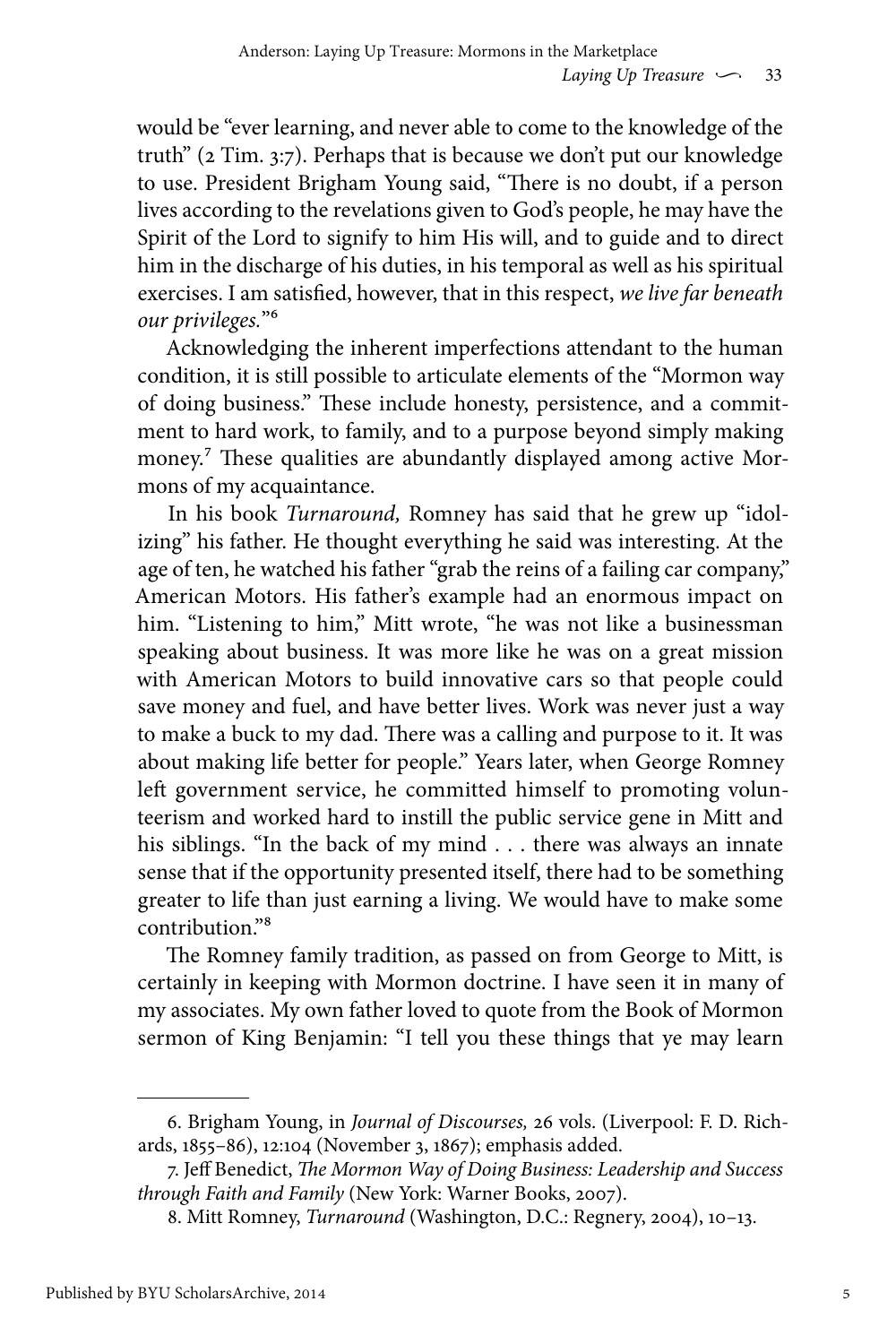would be "ever learning, and never able to come to the knowledge of the truth" (2 Tim. 3:7). Perhaps that is because we don't put our knowledge to use. President Brigham Young said, "There is no doubt, if a person lives according to the revelations given to God's people, he may have the Spirit of the Lord to signify to him His will, and to guide and to direct him in the discharge of his duties, in his temporal as well as his spiritual exercises. I am satisfied, however, that in this respect, *we live far beneath our privileges.*"[6]

Acknowledging the inherent imperfections attendant to the human condition, it is still possible to articulate elements of the "Mormon way of doing business." These include honesty, persistence, and a commitment to hard work, to family, and to a purpose beyond simply making money.[7] These qualities are abundantly displayed among active Mormons of my acquaintance.

In his book *Turnaround,* Romney has said that he grew up "idolizing" his father. He thought everything he said was interesting. At the age of ten, he watched his father "grab the reins of a failing car company," American Motors. His father's example had an enormous impact on him. "Listening to him," Mitt wrote, "he was not like a businessman speaking about business. It was more like he was on a great mission with American Motors to build innovative cars so that people could save money and fuel, and have better lives. Work was never just a way to make a buck to my dad. There was a calling and purpose to it. It was about making life better for people." Years later, when George Romney left government service, he committed himself to promoting volunteerism and worked hard to instill the public service gene in Mitt and his siblings. "In the back of my mind . . . there was always an innate sense that if the opportunity presented itself, there had to be something greater to life than just earning a living. We would have to make some contribution."[8]

The Romney family tradition, as passed on from George to Mitt, is certainly in keeping with Mormon doctrine. I have seen it in many of my associates. My own father loved to quote from the Book of Mormon sermon of King Benjamin: "I tell you these things that ye may learn

---

6. Brigham Young, in *Journal of Discourses,* 26 vols. (Liverpool: F. D. Richards, 1855–86), 12:104 (November 3, 1867); emphasis added.

7. Jeff Benedict, *The Mormon Way of Doing Business: Leadership and Success through Faith and Family* (New York: Warner Books, 2007).

8. Mitt Romney, *Turnaround* (Washington, D.C.: Regnery, 2004), 10–13.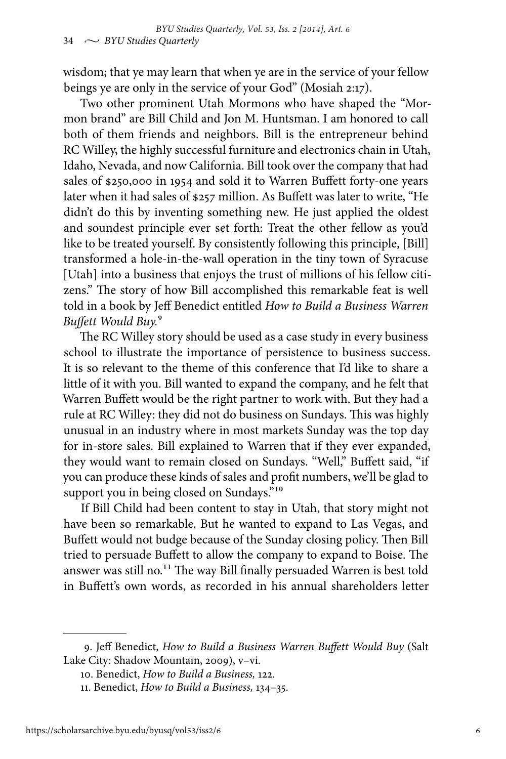wisdom; that ye may learn that when ye are in the service of your fellow beings ye are only in the service of your God" (Mosiah 2:17).

Two other prominent Utah Mormons who have shaped the "Mormon brand" are Bill Child and Jon M. Huntsman. I am honored to call both of them friends and neighbors. Bill is the entrepreneur behind RC Willey, the highly successful furniture and electronics chain in Utah, Idaho, Nevada, and now California. Bill took over the company that had sales of $250,000 in 1954 and sold it to Warren Buffett forty-one years later when it had sales of $257 million. As Buffett was later to write, "He didn't do this by inventing something new. He just applied the oldest and soundest principle ever set forth: Treat the other fellow as you'd like to be treated yourself. By consistently following this principle, [Bill] transformed a hole-in-the-wall operation in the tiny town of Syracuse [Utah] into a business that enjoys the trust of millions of his fellow citizens." The story of how Bill accomplished this remarkable feat is well told in a book by Jeff Benedict entitled *How to Build a Business Warren Buffett Would Buy.*[9]

The RC Willey story should be used as a case study in every business school to illustrate the importance of persistence to business success. It is so relevant to the theme of this conference that I'd like to share a little of it with you. Bill wanted to expand the company, and he felt that Warren Buffett would be the right partner to work with. But they had a rule at RC Willey: they did not do business on Sundays. This was highly unusual in an industry where in most markets Sunday was the top day for in-store sales. Bill explained to Warren that if they ever expanded, they would want to remain closed on Sundays. "Well," Buffett said, "if you can produce these kinds of sales and profit numbers, we'll be glad to support you in being closed on Sundays."[10]

If Bill Child had been content to stay in Utah, that story might not have been so remarkable. But he wanted to expand to Las Vegas, and Buffett would not budge because of the Sunday closing policy. Then Bill tried to persuade Buffett to allow the company to expand to Boise. The answer was still no.[11] The way Bill finally persuaded Warren is best told in Buffett's own words, as recorded in his annual shareholders letter

---

9. Jeff Benedict, *How to Build a Business Warren Buffett Would Buy* (Salt Lake City: Shadow Mountain, 2009), v–vi.

10. Benedict, *How to Build a Business,* 122.

11. Benedict, *How to Build a Business,* 134–35.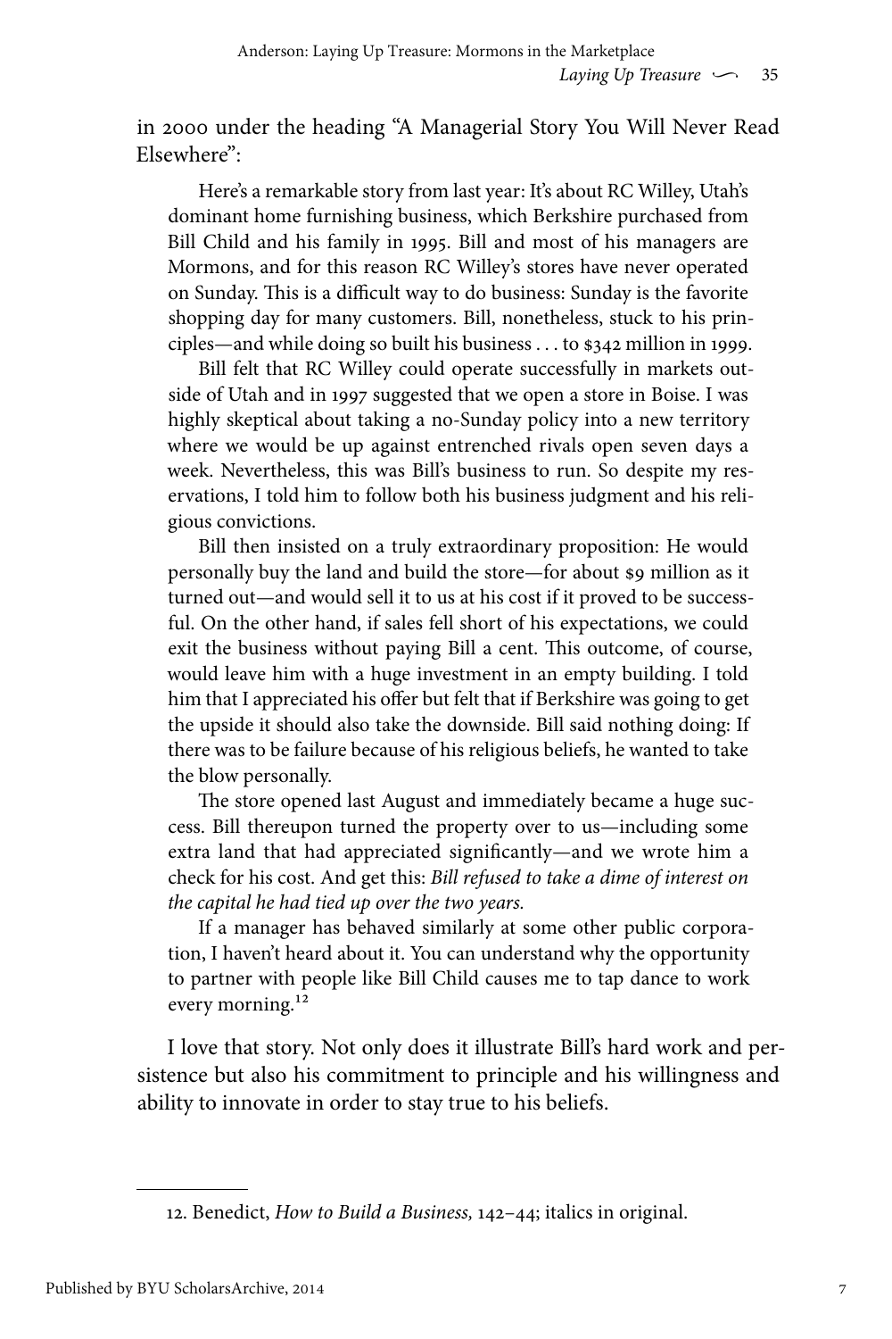in 2000 under the heading "A Managerial Story You Will Never Read Elsewhere":

> Here's a remarkable story from last year: It's about RC Willey, Utah's dominant home furnishing business, which Berkshire purchased from Bill Child and his family in 1995. Bill and most of his managers are Mormons, and for this reason RC Willey's stores have never operated on Sunday. This is a difficult way to do business: Sunday is the favorite shopping day for many customers. Bill, nonetheless, stuck to his principles—and while doing so built his business . . . to $342 million in 1999.
>
> Bill felt that RC Willey could operate successfully in markets outside of Utah and in 1997 suggested that we open a store in Boise. I was highly skeptical about taking a no-Sunday policy into a new territory where we would be up against entrenched rivals open seven days a week. Nevertheless, this was Bill's business to run. So despite my reservations, I told him to follow both his business judgment and his religious convictions.
>
> Bill then insisted on a truly extraordinary proposition: He would personally buy the land and build the store—for about $9 million as it turned out—and would sell it to us at his cost if it proved to be successful. On the other hand, if sales fell short of his expectations, we could exit the business without paying Bill a cent. This outcome, of course, would leave him with a huge investment in an empty building. I told him that I appreciated his offer but felt that if Berkshire was going to get the upside it should also take the downside. Bill said nothing doing: If there was to be failure because of his religious beliefs, he wanted to take the blow personally.
>
> The store opened last August and immediately became a huge success. Bill thereupon turned the property over to us—including some extra land that had appreciated significantly—and we wrote him a check for his cost. And get this: *Bill refused to take a dime of interest on the capital he had tied up over the two years.*
>
> If a manager has behaved similarly at some other public corporation, I haven't heard about it. You can understand why the opportunity to partner with people like Bill Child causes me to tap dance to work every morning.[12]

I love that story. Not only does it illustrate Bill's hard work and persistence but also his commitment to principle and his willingness and ability to innovate in order to stay true to his beliefs.

---

12. Benedict, *How to Build a Business,* 142–44; italics in original.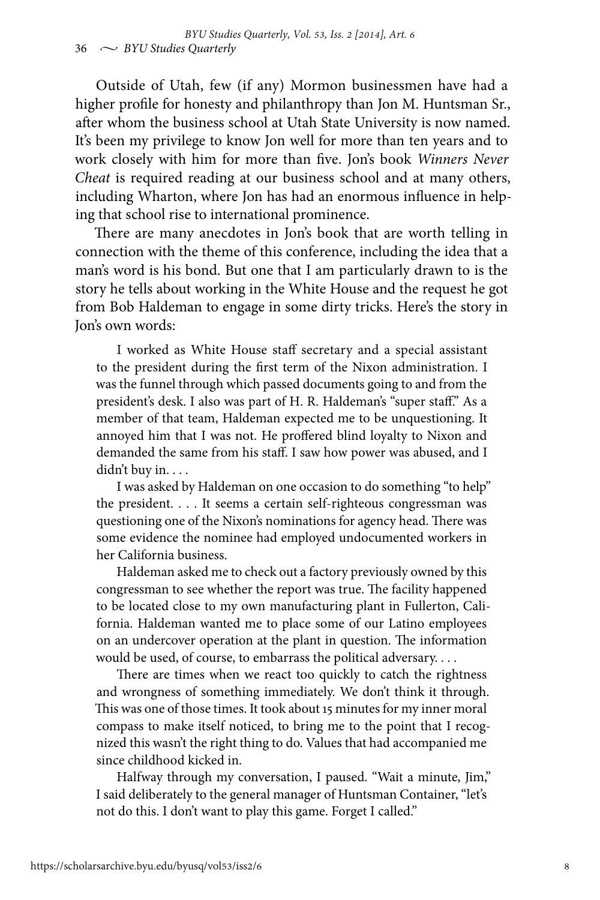Outside of Utah, few (if any) Mormon businessmen have had a higher profile for honesty and philanthropy than Jon M. Huntsman Sr., after whom the business school at Utah State University is now named. It's been my privilege to know Jon well for more than ten years and to work closely with him for more than five. Jon's book *Winners Never Cheat* is required reading at our business school and at many others, including Wharton, where Jon has had an enormous influence in helping that school rise to international prominence.

There are many anecdotes in Jon's book that are worth telling in connection with the theme of this conference, including the idea that a man's word is his bond. But one that I am particularly drawn to is the story he tells about working in the White House and the request he got from Bob Haldeman to engage in some dirty tricks. Here's the story in Jon's own words:

> I worked as White House staff secretary and a special assistant to the president during the first term of the Nixon administration. I was the funnel through which passed documents going to and from the president's desk. I also was part of H. R. Haldeman's "super staff." As a member of that team, Haldeman expected me to be unquestioning. It annoyed him that I was not. He proffered blind loyalty to Nixon and demanded the same from his staff. I saw how power was abused, and I didn't buy in. . . .
>
> I was asked by Haldeman on one occasion to do something "to help" the president. . . . It seems a certain self-righteous congressman was questioning one of the Nixon's nominations for agency head. There was some evidence the nominee had employed undocumented workers in her California business.
>
> Haldeman asked me to check out a factory previously owned by this congressman to see whether the report was true. The facility happened to be located close to my own manufacturing plant in Fullerton, California. Haldeman wanted me to place some of our Latino employees on an undercover operation at the plant in question. The information would be used, of course, to embarrass the political adversary. . . .
>
> There are times when we react too quickly to catch the rightness and wrongness of something immediately. We don't think it through. This was one of those times. It took about 15 minutes for my inner moral compass to make itself noticed, to bring me to the point that I recognized this wasn't the right thing to do. Values that had accompanied me since childhood kicked in.
>
> Halfway through my conversation, I paused. "Wait a minute, Jim," I said deliberately to the general manager of Huntsman Container, "let's not do this. I don't want to play this game. Forget I called."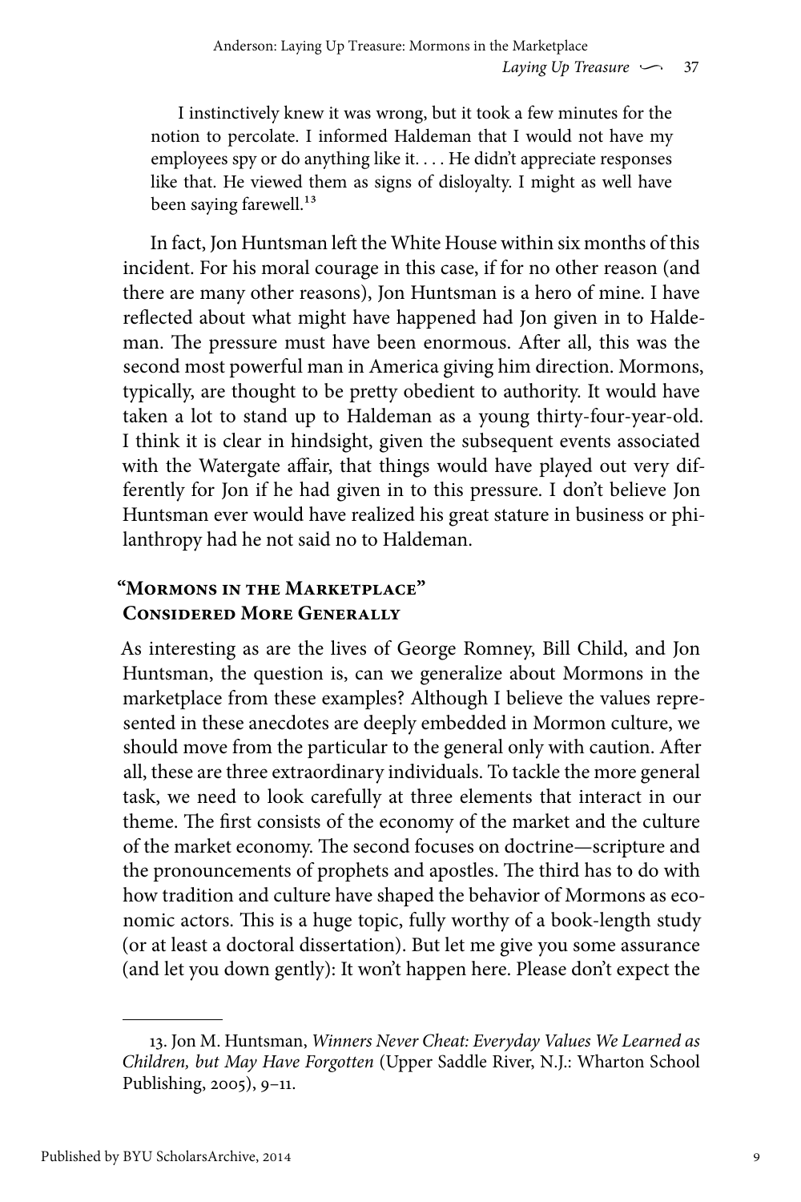> I instinctively knew it was wrong, but it took a few minutes for the notion to percolate. I informed Haldeman that I would not have my employees spy or do anything like it. . . . He didn't appreciate responses like that. He viewed them as signs of disloyalty. I might as well have been saying farewell.[13]

In fact, Jon Huntsman left the White House within six months of this incident. For his moral courage in this case, if for no other reason (and there are many other reasons), Jon Huntsman is a hero of mine. I have reflected about what might have happened had Jon given in to Haldeman. The pressure must have been enormous. After all, this was the second most powerful man in America giving him direction. Mormons, typically, are thought to be pretty obedient to authority. It would have taken a lot to stand up to Haldeman as a young thirty-four-year-old. I think it is clear in hindsight, given the subsequent events associated with the Watergate affair, that things would have played out very differently for Jon if he had given in to this pressure. I don't believe Jon Huntsman ever would have realized his great stature in business or philanthropy had he not said no to Haldeman.

## "Mormons in the Marketplace" Considered More Generally

As interesting as are the lives of George Romney, Bill Child, and Jon Huntsman, the question is, can we generalize about Mormons in the marketplace from these examples? Although I believe the values represented in these anecdotes are deeply embedded in Mormon culture, we should move from the particular to the general only with caution. After all, these are three extraordinary individuals. To tackle the more general task, we need to look carefully at three elements that interact in our theme. The first consists of the economy of the market and the culture of the market economy. The second focuses on doctrine—scripture and the pronouncements of prophets and apostles. The third has to do with how tradition and culture have shaped the behavior of Mormons as economic actors. This is a huge topic, fully worthy of a book-length study (or at least a doctoral dissertation). But let me give you some assurance (and let you down gently): It won't happen here. Please don't expect the

---

13. Jon M. Huntsman, *Winners Never Cheat: Everyday Values We Learned as Children, but May Have Forgotten* (Upper Saddle River, N.J.: Wharton School Publishing, 2005), 9–11.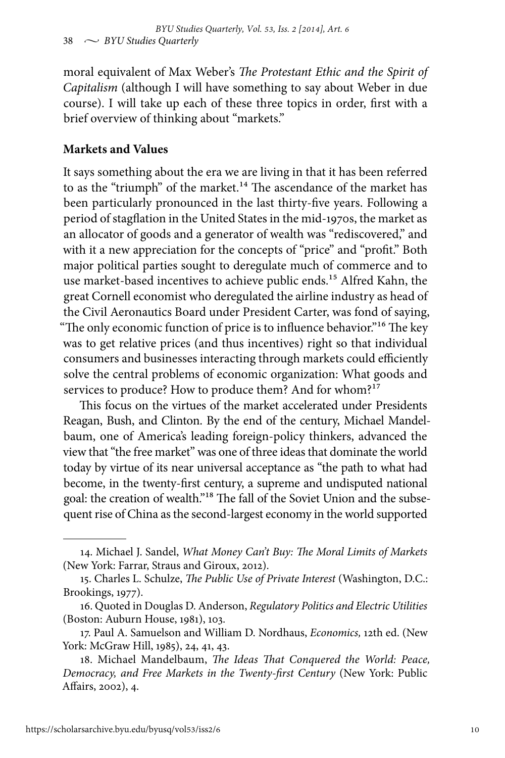moral equivalent of Max Weber's *The Protestant Ethic and the Spirit of Capitalism* (although I will have something to say about Weber in due course). I will take up each of these three topics in order, first with a brief overview of thinking about "markets."

**Markets and Values**

It says something about the era we are living in that it has been referred to as the "triumph" of the market.[14] The ascendance of the market has been particularly pronounced in the last thirty-five years. Following a period of stagflation in the United States in the mid-1970s, the market as an allocator of goods and a generator of wealth was "rediscovered," and with it a new appreciation for the concepts of "price" and "profit." Both major political parties sought to deregulate much of commerce and to use market-based incentives to achieve public ends.[15] Alfred Kahn, the great Cornell economist who deregulated the airline industry as head of the Civil Aeronautics Board under President Carter, was fond of saying, "The only economic function of price is to influence behavior."[16] The key was to get relative prices (and thus incentives) right so that individual consumers and businesses interacting through markets could efficiently solve the central problems of economic organization: What goods and services to produce? How to produce them? And for whom?[17]

This focus on the virtues of the market accelerated under Presidents Reagan, Bush, and Clinton. By the end of the century, Michael Mandelbaum, one of America's leading foreign-policy thinkers, advanced the view that "the free market" was one of three ideas that dominate the world today by virtue of its near universal acceptance as "the path to what had become, in the twenty-first century, a supreme and undisputed national goal: the creation of wealth."[18] The fall of the Soviet Union and the subsequent rise of China as the second-largest economy in the world supported

---

14. Michael J. Sandel, *What Money Can't Buy: The Moral Limits of Markets* (New York: Farrar, Straus and Giroux, 2012).

15. Charles L. Schulze, *The Public Use of Private Interest* (Washington, D.C.: Brookings, 1977).

16. Quoted in Douglas D. Anderson, *Regulatory Politics and Electric Utilities* (Boston: Auburn House, 1981), 103.

17. Paul A. Samuelson and William D. Nordhaus, *Economics,* 12th ed. (New York: McGraw Hill, 1985), 24, 41, 43.

18. Michael Mandelbaum, *The Ideas That Conquered the World: Peace, Democracy, and Free Markets in the Twenty-first Century* (New York: Public Affairs, 2002), 4.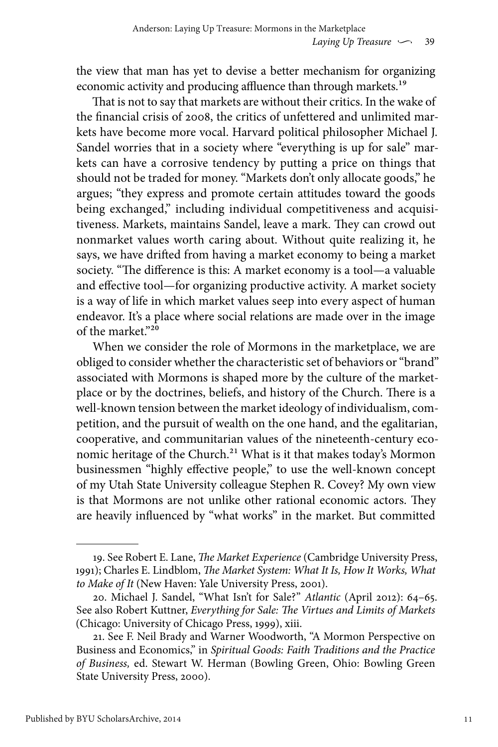the view that man has yet to devise a better mechanism for organizing economic activity and producing affluence than through markets.[19]

That is not to say that markets are without their critics. In the wake of the financial crisis of 2008, the critics of unfettered and unlimited markets have become more vocal. Harvard political philosopher Michael J. Sandel worries that in a society where "everything is up for sale" markets can have a corrosive tendency by putting a price on things that should not be traded for money. "Markets don't only allocate goods," he argues; "they express and promote certain attitudes toward the goods being exchanged," including individual competitiveness and acquisitiveness. Markets, maintains Sandel, leave a mark. They can crowd out nonmarket values worth caring about. Without quite realizing it, he says, we have drifted from having a market economy to being a market society. "The difference is this: A market economy is a tool—a valuable and effective tool—for organizing productive activity. A market society is a way of life in which market values seep into every aspect of human endeavor. It's a place where social relations are made over in the image of the market."[20]

When we consider the role of Mormons in the marketplace, we are obliged to consider whether the characteristic set of behaviors or "brand" associated with Mormons is shaped more by the culture of the marketplace or by the doctrines, beliefs, and history of the Church. There is a well-known tension between the market ideology of individualism, competition, and the pursuit of wealth on the one hand, and the egalitarian, cooperative, and communitarian values of the nineteenth-century economic heritage of the Church.[21] What is it that makes today's Mormon businessmen "highly effective people," to use the well-known concept of my Utah State University colleague Stephen R. Covey? My own view is that Mormons are not unlike other rational economic actors. They are heavily influenced by "what works" in the market. But committed

---

19. See Robert E. Lane, *The Market Experience* (Cambridge University Press, 1991); Charles E. Lindblom, *The Market System: What It Is, How It Works, What to Make of It* (New Haven: Yale University Press, 2001).

20. Michael J. Sandel, "What Isn't for Sale?" *Atlantic* (April 2012): 64–65. See also Robert Kuttner, *Everything for Sale: The Virtues and Limits of Markets* (Chicago: University of Chicago Press, 1999), xiii.

21. See F. Neil Brady and Warner Woodworth, "A Mormon Perspective on Business and Economics," in *Spiritual Goods: Faith Traditions and the Practice of Business,* ed. Stewart W. Herman (Bowling Green, Ohio: Bowling Green State University Press, 2000).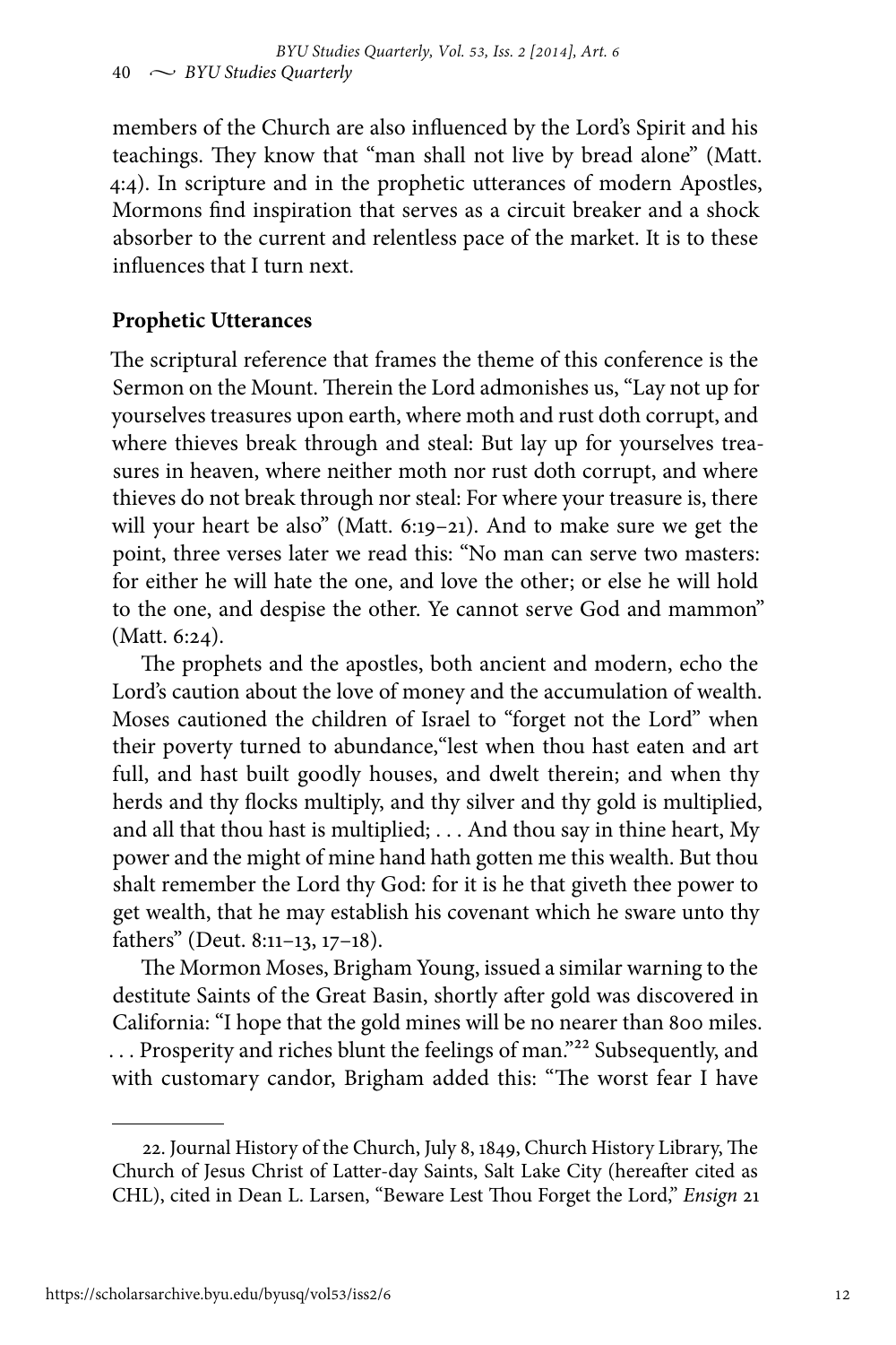members of the Church are also influenced by the Lord's Spirit and his teachings. They know that "man shall not live by bread alone" (Matt. 4:4). In scripture and in the prophetic utterances of modern Apostles, Mormons find inspiration that serves as a circuit breaker and a shock absorber to the current and relentless pace of the market. It is to these influences that I turn next.

## Prophetic Utterances

The scriptural reference that frames the theme of this conference is the Sermon on the Mount. Therein the Lord admonishes us, "Lay not up for yourselves treasures upon earth, where moth and rust doth corrupt, and where thieves break through and steal: But lay up for yourselves treasures in heaven, where neither moth nor rust doth corrupt, and where thieves do not break through nor steal: For where your treasure is, there will your heart be also" (Matt. 6:19–21). And to make sure we get the point, three verses later we read this: "No man can serve two masters: for either he will hate the one, and love the other; or else he will hold to the one, and despise the other. Ye cannot serve God and mammon" (Matt. 6:24).

The prophets and the apostles, both ancient and modern, echo the Lord's caution about the love of money and the accumulation of wealth. Moses cautioned the children of Israel to "forget not the Lord" when their poverty turned to abundance,"lest when thou hast eaten and art full, and hast built goodly houses, and dwelt therein; and when thy herds and thy flocks multiply, and thy silver and thy gold is multiplied, and all that thou hast is multiplied; . . . And thou say in thine heart, My power and the might of mine hand hath gotten me this wealth. But thou shalt remember the Lord thy God: for it is he that giveth thee power to get wealth, that he may establish his covenant which he sware unto thy fathers" (Deut. 8:11–13, 17–18).

The Mormon Moses, Brigham Young, issued a similar warning to the destitute Saints of the Great Basin, shortly after gold was discovered in California: "I hope that the gold mines will be no nearer than 800 miles. . . . Prosperity and riches blunt the feelings of man."[22] Subsequently, and with customary candor, Brigham added this: "The worst fear I have

---

22. Journal History of the Church, July 8, 1849, Church History Library, The Church of Jesus Christ of Latter-day Saints, Salt Lake City (hereafter cited as CHL), cited in Dean L. Larsen, "Beware Lest Thou Forget the Lord," *Ensign* 21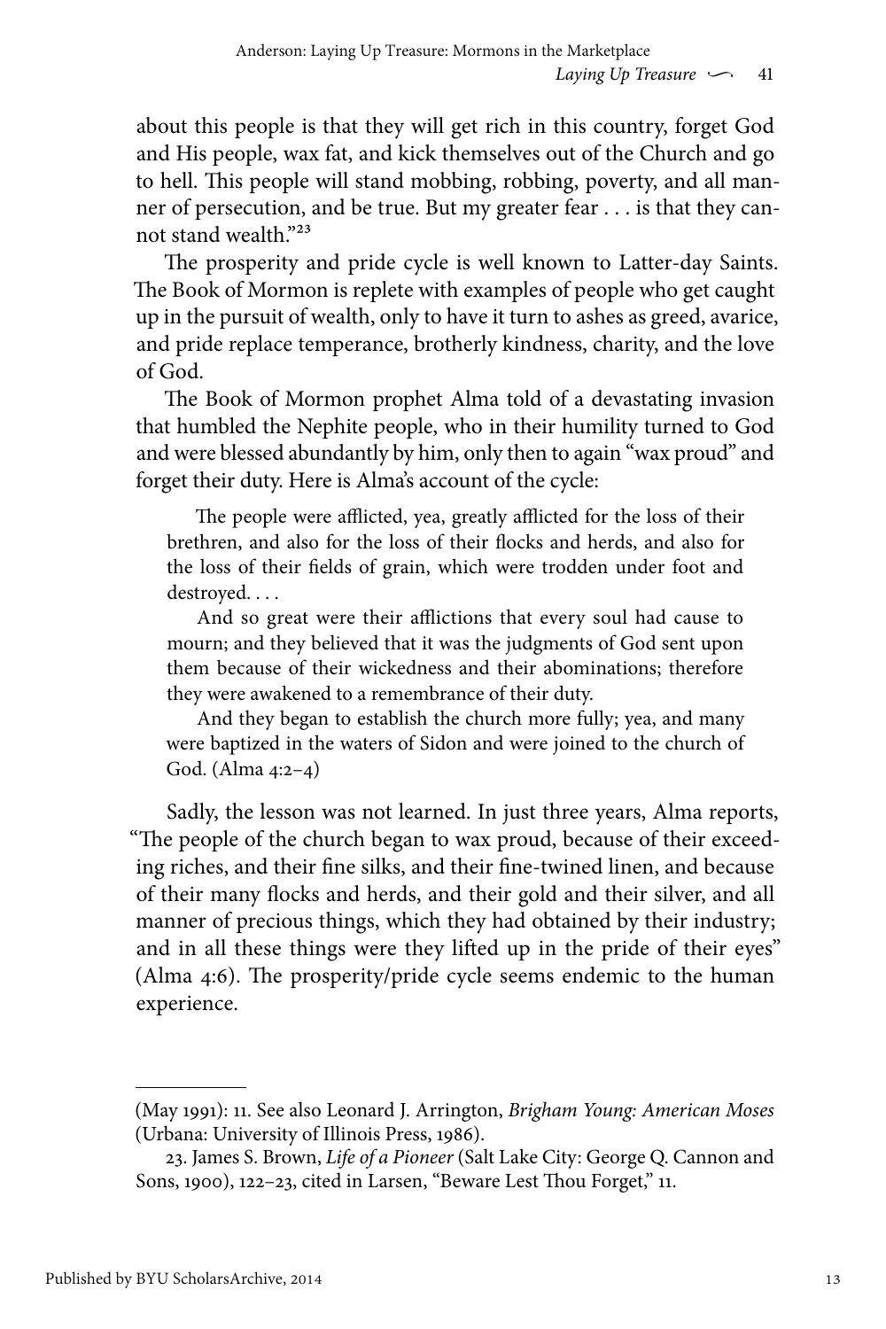about this people is that they will get rich in this country, forget God and His people, wax fat, and kick themselves out of the Church and go to hell. This people will stand mobbing, robbing, poverty, and all manner of persecution, and be true. But my greater fear . . . is that they cannot stand wealth."[23]

The prosperity and pride cycle is well known to Latter-day Saints. The Book of Mormon is replete with examples of people who get caught up in the pursuit of wealth, only to have it turn to ashes as greed, avarice, and pride replace temperance, brotherly kindness, charity, and the love of God.

The Book of Mormon prophet Alma told of a devastating invasion that humbled the Nephite people, who in their humility turned to God and were blessed abundantly by him, only then to again "wax proud" and forget their duty. Here is Alma's account of the cycle:

> The people were afflicted, yea, greatly afflicted for the loss of their brethren, and also for the loss of their flocks and herds, and also for the loss of their fields of grain, which were trodden under foot and destroyed. . . .
>
> And so great were their afflictions that every soul had cause to mourn; and they believed that it was the judgments of God sent upon them because of their wickedness and their abominations; therefore they were awakened to a remembrance of their duty.
>
> And they began to establish the church more fully; yea, and many were baptized in the waters of Sidon and were joined to the church of God. (Alma 4:2–4)

Sadly, the lesson was not learned. In just three years, Alma reports, "The people of the church began to wax proud, because of their exceeding riches, and their fine silks, and their fine-twined linen, and because of their many flocks and herds, and their gold and their silver, and all manner of precious things, which they had obtained by their industry; and in all these things were they lifted up in the pride of their eyes" (Alma 4:6). The prosperity/pride cycle seems endemic to the human experience.

---

(May 1991): 11. See also Leonard J. Arrington, *Brigham Young: American Moses* (Urbana: University of Illinois Press, 1986).

23. James S. Brown, *Life of a Pioneer* (Salt Lake City: George Q. Cannon and Sons, 1900), 122–23, cited in Larsen, "Beware Lest Thou Forget," 11.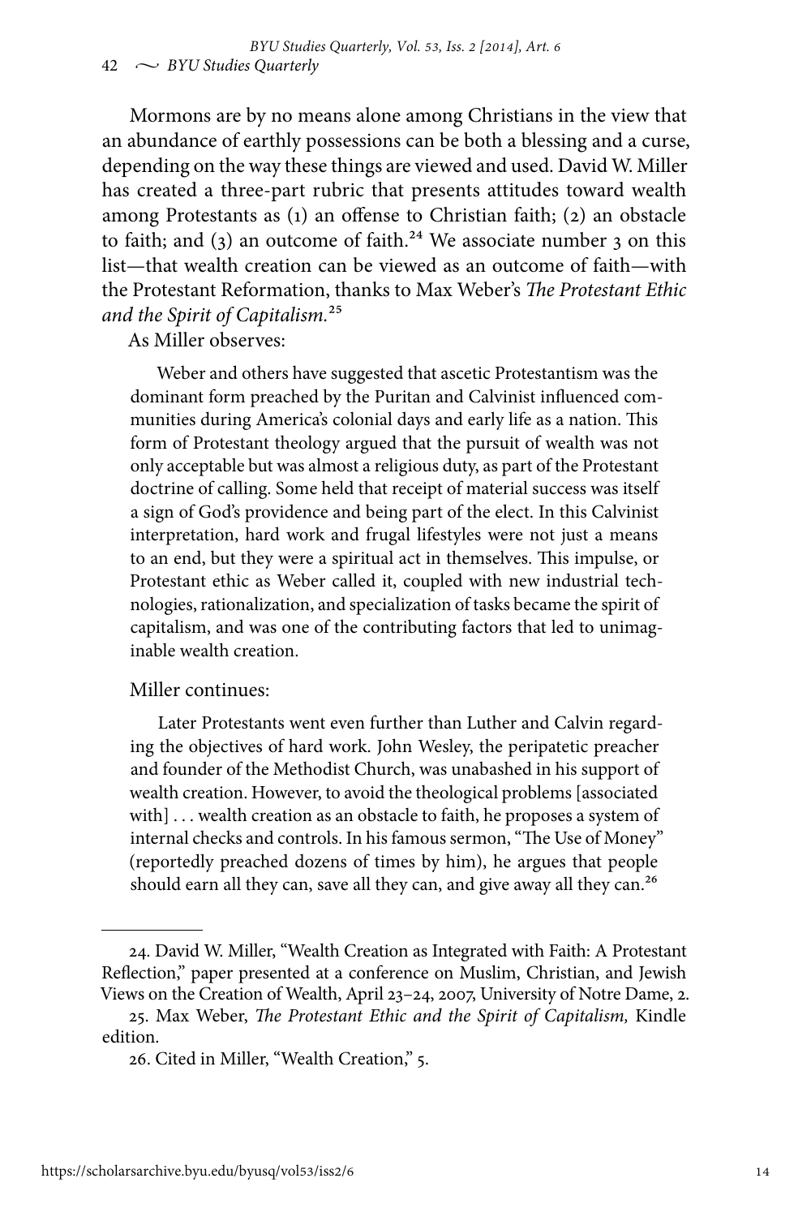Mormons are by no means alone among Christians in the view that an abundance of earthly possessions can be both a blessing and a curse, depending on the way these things are viewed and used. David W. Miller has created a three-part rubric that presents attitudes toward wealth among Protestants as (1) an offense to Christian faith; (2) an obstacle to faith; and (3) an outcome of faith.[24] We associate number 3 on this list—that wealth creation can be viewed as an outcome of faith—with the Protestant Reformation, thanks to Max Weber's *The Protestant Ethic and the Spirit of Capitalism.*[25]

As Miller observes:

> Weber and others have suggested that ascetic Protestantism was the dominant form preached by the Puritan and Calvinist influenced communities during America's colonial days and early life as a nation. This form of Protestant theology argued that the pursuit of wealth was not only acceptable but was almost a religious duty, as part of the Protestant doctrine of calling. Some held that receipt of material success was itself a sign of God's providence and being part of the elect. In this Calvinist interpretation, hard work and frugal lifestyles were not just a means to an end, but they were a spiritual act in themselves. This impulse, or Protestant ethic as Weber called it, coupled with new industrial technologies, rationalization, and specialization of tasks became the spirit of capitalism, and was one of the contributing factors that led to unimaginable wealth creation.

Miller continues:

> Later Protestants went even further than Luther and Calvin regarding the objectives of hard work. John Wesley, the peripatetic preacher and founder of the Methodist Church, was unabashed in his support of wealth creation. However, to avoid the theological problems [associated with] . . . wealth creation as an obstacle to faith, he proposes a system of internal checks and controls. In his famous sermon, "The Use of Money" (reportedly preached dozens of times by him), he argues that people should earn all they can, save all they can, and give away all they can.[26]

---

24. David W. Miller, "Wealth Creation as Integrated with Faith: A Protestant Reflection," paper presented at a conference on Muslim, Christian, and Jewish Views on the Creation of Wealth, April 23–24, 2007, University of Notre Dame, 2.

25. Max Weber, *The Protestant Ethic and the Spirit of Capitalism,* Kindle edition.

26. Cited in Miller, "Wealth Creation," 5.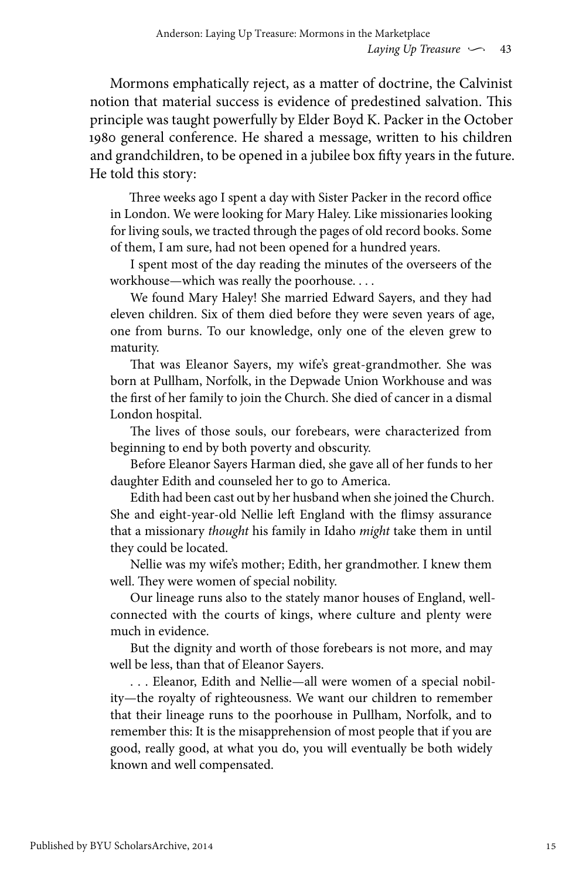Mormons emphatically reject, as a matter of doctrine, the Calvinist notion that material success is evidence of predestined salvation. This principle was taught powerfully by Elder Boyd K. Packer in the October 1980 general conference. He shared a message, written to his children and grandchildren, to be opened in a jubilee box fifty years in the future. He told this story:

> Three weeks ago I spent a day with Sister Packer in the record office in London. We were looking for Mary Haley. Like missionaries looking for living souls, we tracted through the pages of old record books. Some of them, I am sure, had not been opened for a hundred years.
>
> I spent most of the day reading the minutes of the overseers of the workhouse—which was really the poorhouse. . . .
>
> We found Mary Haley! She married Edward Sayers, and they had eleven children. Six of them died before they were seven years of age, one from burns. To our knowledge, only one of the eleven grew to maturity.
>
> That was Eleanor Sayers, my wife's great-grandmother. She was born at Pullham, Norfolk, in the Depwade Union Workhouse and was the first of her family to join the Church. She died of cancer in a dismal London hospital.
>
> The lives of those souls, our forebears, were characterized from beginning to end by both poverty and obscurity.
>
> Before Eleanor Sayers Harman died, she gave all of her funds to her daughter Edith and counseled her to go to America.
>
> Edith had been cast out by her husband when she joined the Church. She and eight-year-old Nellie left England with the flimsy assurance that a missionary *thought* his family in Idaho *might* take them in until they could be located.
>
> Nellie was my wife's mother; Edith, her grandmother. I knew them well. They were women of special nobility.
>
> Our lineage runs also to the stately manor houses of England, well-connected with the courts of kings, where culture and plenty were much in evidence.
>
> But the dignity and worth of those forebears is not more, and may well be less, than that of Eleanor Sayers.
>
> . . . Eleanor, Edith and Nellie—all were women of a special nobility—the royalty of righteousness. We want our children to remember that their lineage runs to the poorhouse in Pullham, Norfolk, and to remember this: It is the misapprehension of most people that if you are good, really good, at what you do, you will eventually be both widely known and well compensated.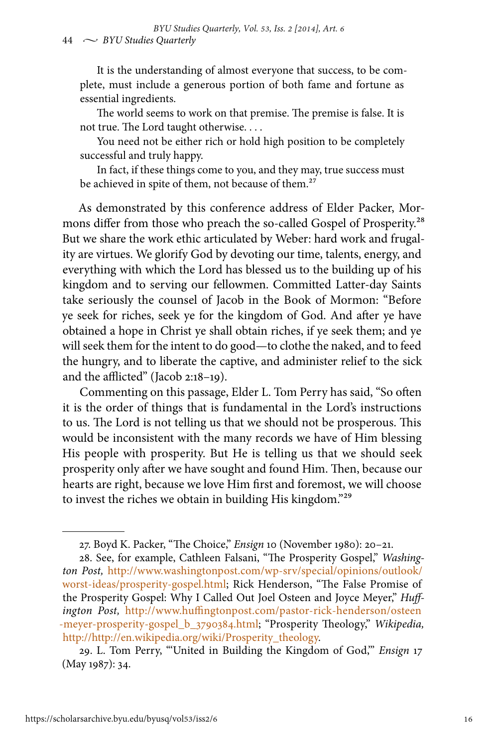> It is the understanding of almost everyone that success, to be complete, must include a generous portion of both fame and fortune as essential ingredients.
>
> The world seems to work on that premise. The premise is false. It is not true. The Lord taught otherwise. . . .
>
> You need not be either rich or hold high position to be completely successful and truly happy.
>
> In fact, if these things come to you, and they may, true success must be achieved in spite of them, not because of them.[27]

As demonstrated by this conference address of Elder Packer, Mormons differ from those who preach the so-called Gospel of Prosperity.[28] But we share the work ethic articulated by Weber: hard work and frugality are virtues. We glorify God by devoting our time, talents, energy, and everything with which the Lord has blessed us to the building up of his kingdom and to serving our fellowmen. Committed Latter-day Saints take seriously the counsel of Jacob in the Book of Mormon: "Before ye seek for riches, seek ye for the kingdom of God. And after ye have obtained a hope in Christ ye shall obtain riches, if ye seek them; and ye will seek them for the intent to do good—to clothe the naked, and to feed the hungry, and to liberate the captive, and administer relief to the sick and the afflicted" (Jacob 2:18–19).

Commenting on this passage, Elder L. Tom Perry has said, "So often it is the order of things that is fundamental in the Lord's instructions to us. The Lord is not telling us that we should not be prosperous. This would be inconsistent with the many records we have of Him blessing His people with prosperity. But He is telling us that we should seek prosperity only after we have sought and found Him. Then, because our hearts are right, because we love Him first and foremost, we will choose to invest the riches we obtain in building His kingdom."[29]

---

27. Boyd K. Packer, "The Choice," *Ensign* 10 (November 1980): 20–21.

28. See, for example, Cathleen Falsani, "The Prosperity Gospel," *Washington Post,* http://www.washingtonpost.com/wp-srv/special/opinions/outlook/worst-ideas/prosperity-gospel.html; Rick Henderson, "The False Promise of the Prosperity Gospel: Why I Called Out Joel Osteen and Joyce Meyer," *Huffington Post,* http://www.huffingtonpost.com/pastor-rick-henderson/osteen-meyer-prosperity-gospel_b_3790384.html; "Prosperity Theology," *Wikipedia,* http://http://en.wikipedia.org/wiki/Prosperity_theology.

29. L. Tom Perry, "'United in Building the Kingdom of God,'" *Ensign* 17 (May 1987): 34.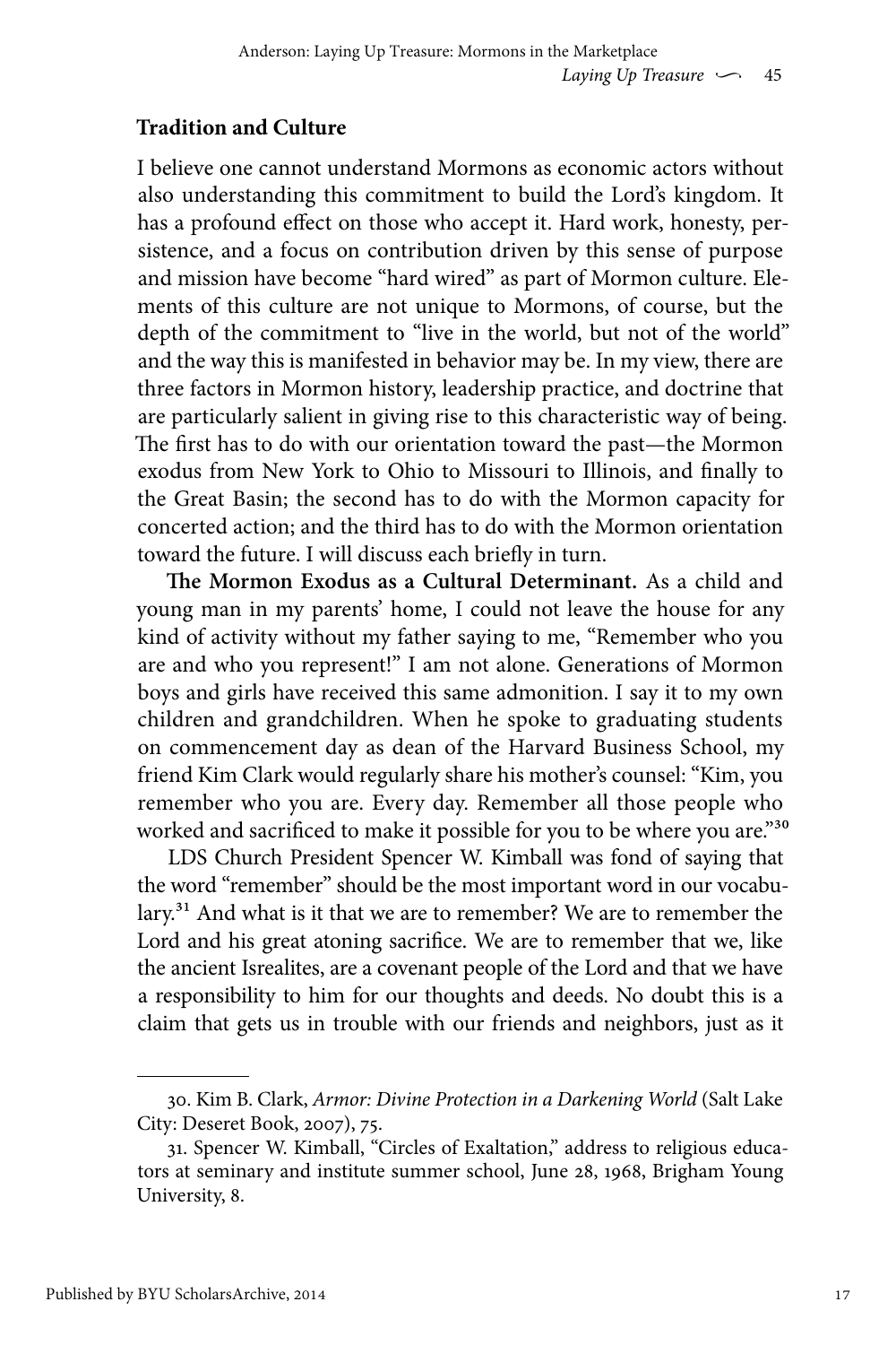## Tradition and Culture

I believe one cannot understand Mormons as economic actors without also understanding this commitment to build the Lord's kingdom. It has a profound effect on those who accept it. Hard work, honesty, persistence, and a focus on contribution driven by this sense of purpose and mission have become "hard wired" as part of Mormon culture. Elements of this culture are not unique to Mormons, of course, but the depth of the commitment to "live in the world, but not of the world" and the way this is manifested in behavior may be. In my view, there are three factors in Mormon history, leadership practice, and doctrine that are particularly salient in giving rise to this characteristic way of being. The first has to do with our orientation toward the past—the Mormon exodus from New York to Ohio to Missouri to Illinois, and finally to the Great Basin; the second has to do with the Mormon capacity for concerted action; and the third has to do with the Mormon orientation toward the future. I will discuss each briefly in turn.

**The Mormon Exodus as a Cultural Determinant.** As a child and young man in my parents' home, I could not leave the house for any kind of activity without my father saying to me, "Remember who you are and who you represent!" I am not alone. Generations of Mormon boys and girls have received this same admonition. I say it to my own children and grandchildren. When he spoke to graduating students on commencement day as dean of the Harvard Business School, my friend Kim Clark would regularly share his mother's counsel: "Kim, you remember who you are. Every day. Remember all those people who worked and sacrificed to make it possible for you to be where you are."[30]

LDS Church President Spencer W. Kimball was fond of saying that the word "remember" should be the most important word in our vocabulary.[31] And what is it that we are to remember? We are to remember the Lord and his great atoning sacrifice. We are to remember that we, like the ancient Isrealites, are a covenant people of the Lord and that we have a responsibility to him for our thoughts and deeds. No doubt this is a claim that gets us in trouble with our friends and neighbors, just as it

---

30. Kim B. Clark, *Armor: Divine Protection in a Darkening World* (Salt Lake City: Deseret Book, 2007), 75.

31. Spencer W. Kimball, "Circles of Exaltation," address to religious educators at seminary and institute summer school, June 28, 1968, Brigham Young University, 8.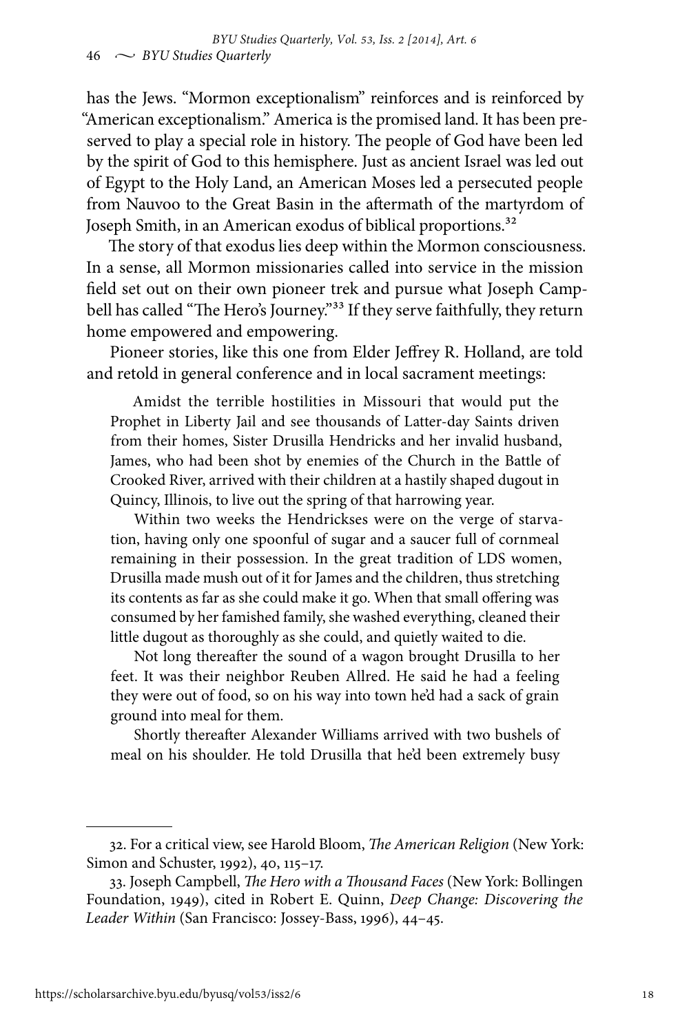has the Jews. "Mormon exceptionalism" reinforces and is reinforced by "American exceptionalism." America is the promised land. It has been preserved to play a special role in history. The people of God have been led by the spirit of God to this hemisphere. Just as ancient Israel was led out of Egypt to the Holy Land, an American Moses led a persecuted people from Nauvoo to the Great Basin in the aftermath of the martyrdom of Joseph Smith, in an American exodus of biblical proportions.[32]

The story of that exodus lies deep within the Mormon consciousness. In a sense, all Mormon missionaries called into service in the mission field set out on their own pioneer trek and pursue what Joseph Campbell has called "The Hero's Journey."[33] If they serve faithfully, they return home empowered and empowering.

Pioneer stories, like this one from Elder Jeffrey R. Holland, are told and retold in general conference and in local sacrament meetings:

> Amidst the terrible hostilities in Missouri that would put the Prophet in Liberty Jail and see thousands of Latter-day Saints driven from their homes, Sister Drusilla Hendricks and her invalid husband, James, who had been shot by enemies of the Church in the Battle of Crooked River, arrived with their children at a hastily shaped dugout in Quincy, Illinois, to live out the spring of that harrowing year.
>
> Within two weeks the Hendrickses were on the verge of starvation, having only one spoonful of sugar and a saucer full of cornmeal remaining in their possession. In the great tradition of LDS women, Drusilla made mush out of it for James and the children, thus stretching its contents as far as she could make it go. When that small offering was consumed by her famished family, she washed everything, cleaned their little dugout as thoroughly as she could, and quietly waited to die.
>
> Not long thereafter the sound of a wagon brought Drusilla to her feet. It was their neighbor Reuben Allred. He said he had a feeling they were out of food, so on his way into town he'd had a sack of grain ground into meal for them.
>
> Shortly thereafter Alexander Williams arrived with two bushels of meal on his shoulder. He told Drusilla that he'd been extremely busy

---

32. For a critical view, see Harold Bloom, *The American Religion* (New York: Simon and Schuster, 1992), 40, 115–17.

33. Joseph Campbell, *The Hero with a Thousand Faces* (New York: Bollingen Foundation, 1949), cited in Robert E. Quinn, *Deep Change: Discovering the Leader Within* (San Francisco: Jossey-Bass, 1996), 44–45.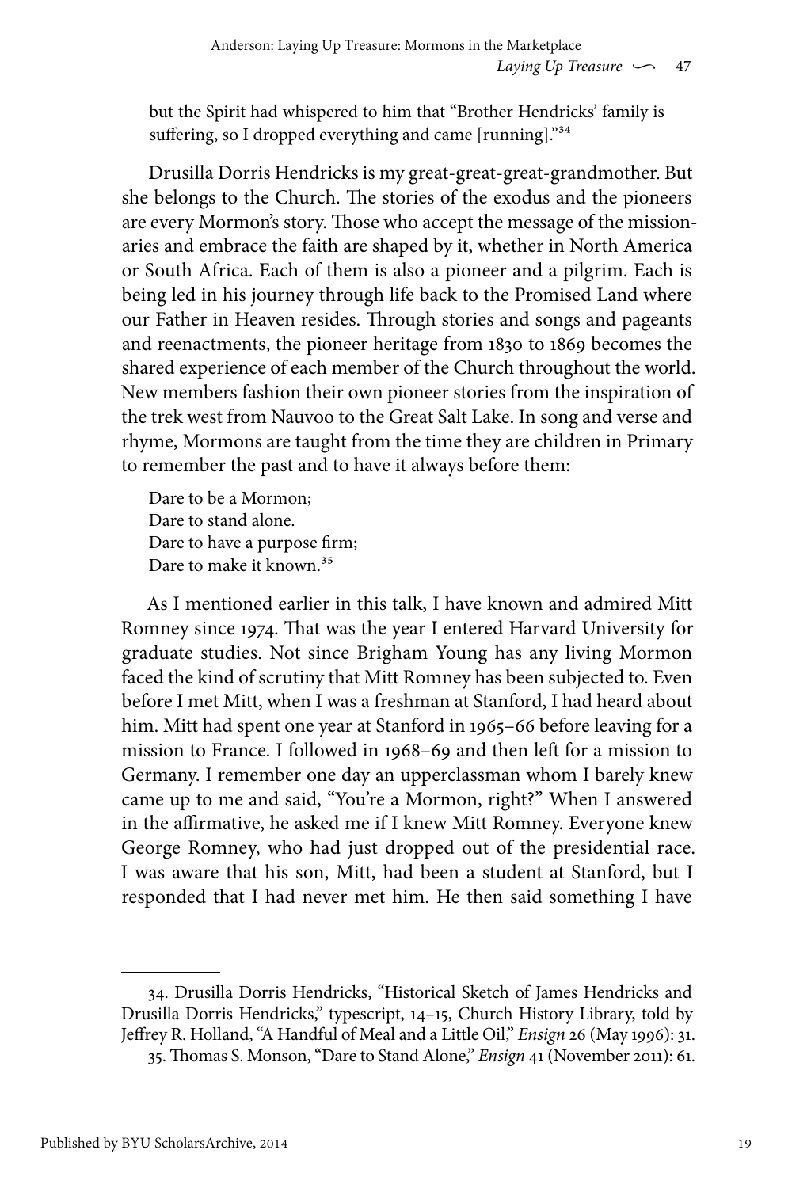but the Spirit had whispered to him that "Brother Hendricks' family is suffering, so I dropped everything and came [running]."[34]

Drusilla Dorris Hendricks is my great-great-great-grandmother. But she belongs to the Church. The stories of the exodus and the pioneers are every Mormon's story. Those who accept the message of the missionaries and embrace the faith are shaped by it, whether in North America or South Africa. Each of them is also a pioneer and a pilgrim. Each is being led in his journey through life back to the Promised Land where our Father in Heaven resides. Through stories and songs and pageants and reenactments, the pioneer heritage from 1830 to 1869 becomes the shared experience of each member of the Church throughout the world. New members fashion their own pioneer stories from the inspiration of the trek west from Nauvoo to the Great Salt Lake. In song and verse and rhyme, Mormons are taught from the time they are children in Primary to remember the past and to have it always before them:

> Dare to be a Mormon;
> Dare to stand alone.
> Dare to have a purpose firm;
> Dare to make it known.[35]

As I mentioned earlier in this talk, I have known and admired Mitt Romney since 1974. That was the year I entered Harvard University for graduate studies. Not since Brigham Young has any living Mormon faced the kind of scrutiny that Mitt Romney has been subjected to. Even before I met Mitt, when I was a freshman at Stanford, I had heard about him. Mitt had spent one year at Stanford in 1965–66 before leaving for a mission to France. I followed in 1968–69 and then left for a mission to Germany. I remember one day an upperclassman whom I barely knew came up to me and said, "You're a Mormon, right?" When I answered in the affirmative, he asked me if I knew Mitt Romney. Everyone knew George Romney, who had just dropped out of the presidential race. I was aware that his son, Mitt, had been a student at Stanford, but I responded that I had never met him. He then said something I have

---

34. Drusilla Dorris Hendricks, "Historical Sketch of James Hendricks and Drusilla Dorris Hendricks," typescript, 14–15, Church History Library, told by Jeffrey R. Holland, "A Handful of Meal and a Little Oil," *Ensign* 26 (May 1996): 31.

35. Thomas S. Monson, "Dare to Stand Alone," *Ensign* 41 (November 2011): 61.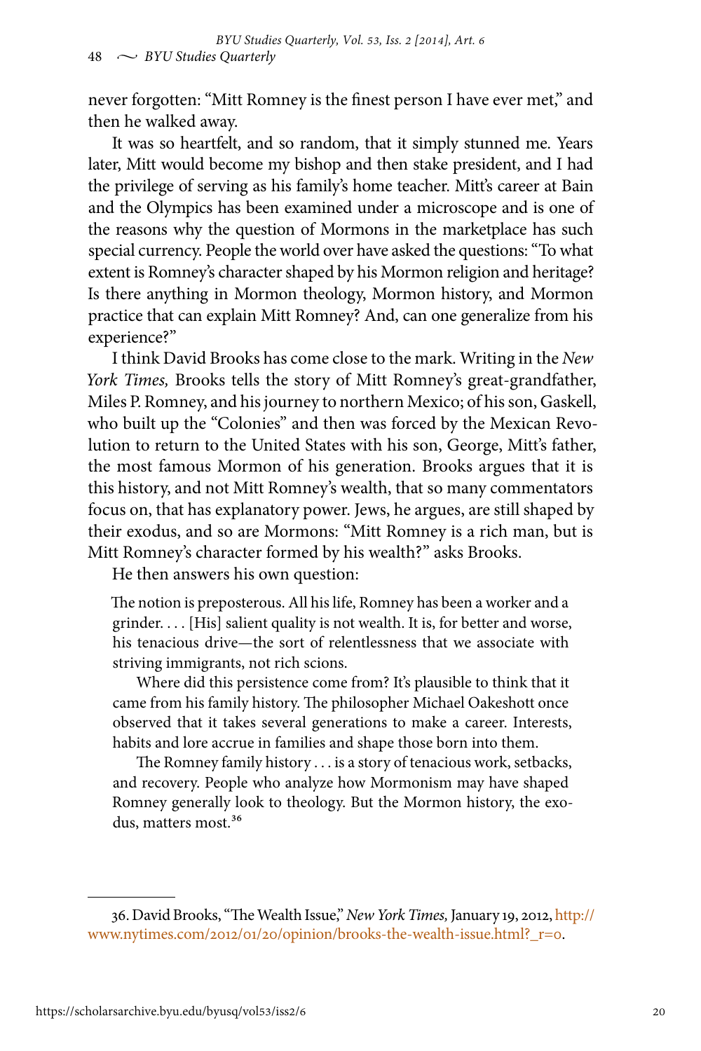never forgotten: "Mitt Romney is the finest person I have ever met," and then he walked away.

It was so heartfelt, and so random, that it simply stunned me. Years later, Mitt would become my bishop and then stake president, and I had the privilege of serving as his family's home teacher. Mitt's career at Bain and the Olympics has been examined under a microscope and is one of the reasons why the question of Mormons in the marketplace has such special currency. People the world over have asked the questions: "To what extent is Romney's character shaped by his Mormon religion and heritage? Is there anything in Mormon theology, Mormon history, and Mormon practice that can explain Mitt Romney? And, can one generalize from his experience?"

I think David Brooks has come close to the mark. Writing in the *New York Times,* Brooks tells the story of Mitt Romney's great-grandfather, Miles P. Romney, and his journey to northern Mexico; of his son, Gaskell, who built up the "Colonies" and then was forced by the Mexican Revolution to return to the United States with his son, George, Mitt's father, the most famous Mormon of his generation. Brooks argues that it is this history, and not Mitt Romney's wealth, that so many commentators focus on, that has explanatory power. Jews, he argues, are still shaped by their exodus, and so are Mormons: "Mitt Romney is a rich man, but is Mitt Romney's character formed by his wealth?" asks Brooks.

He then answers his own question:

> The notion is preposterous. All his life, Romney has been a worker and a grinder. . . . [His] salient quality is not wealth. It is, for better and worse, his tenacious drive—the sort of relentlessness that we associate with striving immigrants, not rich scions.
>
> Where did this persistence come from? It's plausible to think that it came from his family history. The philosopher Michael Oakeshott once observed that it takes several generations to make a career. Interests, habits and lore accrue in families and shape those born into them.
>
> The Romney family history . . . is a story of tenacious work, setbacks, and recovery. People who analyze how Mormonism may have shaped Romney generally look to theology. But the Mormon history, the exodus, matters most.[36]

---

36. David Brooks, "The Wealth Issue," *New York Times,* January 19, 2012, http://www.nytimes.com/2012/01/20/opinion/brooks-the-wealth-issue.html?_r=0.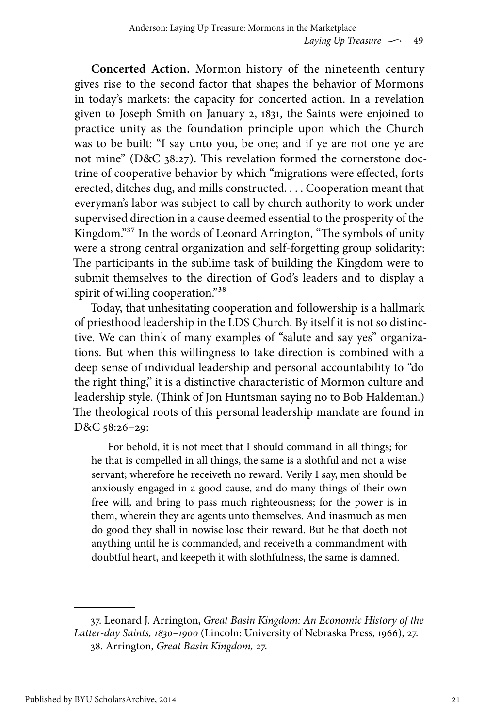**Concerted Action.** Mormon history of the nineteenth century gives rise to the second factor that shapes the behavior of Mormons in today's markets: the capacity for concerted action. In a revelation given to Joseph Smith on January 2, 1831, the Saints were enjoined to practice unity as the foundation principle upon which the Church was to be built: "I say unto you, be one; and if ye are not one ye are not mine" (D&C 38:27). This revelation formed the cornerstone doctrine of cooperative behavior by which "migrations were effected, forts erected, ditches dug, and mills constructed. . . . Cooperation meant that everyman's labor was subject to call by church authority to work under supervised direction in a cause deemed essential to the prosperity of the Kingdom."[37] In the words of Leonard Arrington, "The symbols of unity were a strong central organization and self-forgetting group solidarity: The participants in the sublime task of building the Kingdom were to submit themselves to the direction of God's leaders and to display a spirit of willing cooperation."[38]

Today, that unhesitating cooperation and followership is a hallmark of priesthood leadership in the LDS Church. By itself it is not so distinctive. We can think of many examples of "salute and say yes" organizations. But when this willingness to take direction is combined with a deep sense of individual leadership and personal accountability to "do the right thing," it is a distinctive characteristic of Mormon culture and leadership style. (Think of Jon Huntsman saying no to Bob Haldeman.) The theological roots of this personal leadership mandate are found in D&C 58:26–29:

> For behold, it is not meet that I should command in all things; for he that is compelled in all things, the same is a slothful and not a wise servant; wherefore he receiveth no reward. Verily I say, men should be anxiously engaged in a good cause, and do many things of their own free will, and bring to pass much righteousness; for the power is in them, wherein they are agents unto themselves. And inasmuch as men do good they shall in nowise lose their reward. But he that doeth not anything until he is commanded, and receiveth a commandment with doubtful heart, and keepeth it with slothfulness, the same is damned.

---

37. Leonard J. Arrington, *Great Basin Kingdom: An Economic History of the Latter-day Saints, 1830–1900* (Lincoln: University of Nebraska Press, 1966), 27.

38. Arrington, *Great Basin Kingdom,* 27.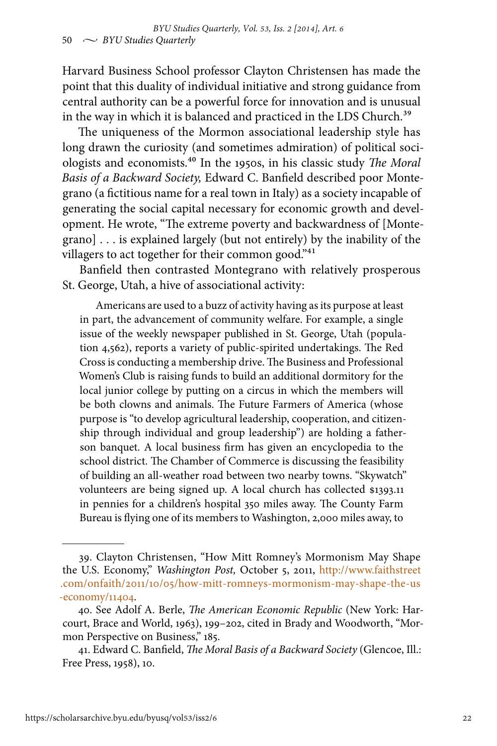Harvard Business School professor Clayton Christensen has made the point that this duality of individual initiative and strong guidance from central authority can be a powerful force for innovation and is unusual in the way in which it is balanced and practiced in the LDS Church.[39]

The uniqueness of the Mormon associational leadership style has long drawn the curiosity (and sometimes admiration) of political sociologists and economists.[40] In the 1950s, in his classic study *The Moral Basis of a Backward Society,* Edward C. Banfield described poor Montegrano (a fictitious name for a real town in Italy) as a society incapable of generating the social capital necessary for economic growth and development. He wrote, "The extreme poverty and backwardness of [Montegrano] . . . is explained largely (but not entirely) by the inability of the villagers to act together for their common good."[41]

Banfield then contrasted Montegrano with relatively prosperous St. George, Utah, a hive of associational activity:

> Americans are used to a buzz of activity having as its purpose at least in part, the advancement of community welfare. For example, a single issue of the weekly newspaper published in St. George, Utah (population 4,562), reports a variety of public-spirited undertakings. The Red Cross is conducting a membership drive. The Business and Professional Women's Club is raising funds to build an additional dormitory for the local junior college by putting on a circus in which the members will be both clowns and animals. The Future Farmers of America (whose purpose is "to develop agricultural leadership, cooperation, and citizenship through individual and group leadership") are holding a father-son banquet. A local business firm has given an encyclopedia to the school district. The Chamber of Commerce is discussing the feasibility of building an all-weather road between two nearby towns. "Skywatch" volunteers are being signed up. A local church has collected $1393.11 in pennies for a children's hospital 350 miles away. The County Farm Bureau is flying one of its members to Washington, 2,000 miles away, to

---

39. Clayton Christensen, "How Mitt Romney's Mormonism May Shape the U.S. Economy," *Washington Post,* October 5, 2011, http://www.faithstreet.com/onfaith/2011/10/05/how-mitt-romneys-mormonism-may-shape-the-us-economy/11404.

40. See Adolf A. Berle, *The American Economic Republic* (New York: Harcourt, Brace and World, 1963), 199–202, cited in Brady and Woodworth, "Mormon Perspective on Business," 185.

41. Edward C. Banfield, *The Moral Basis of a Backward Society* (Glencoe, Ill.: Free Press, 1958), 10.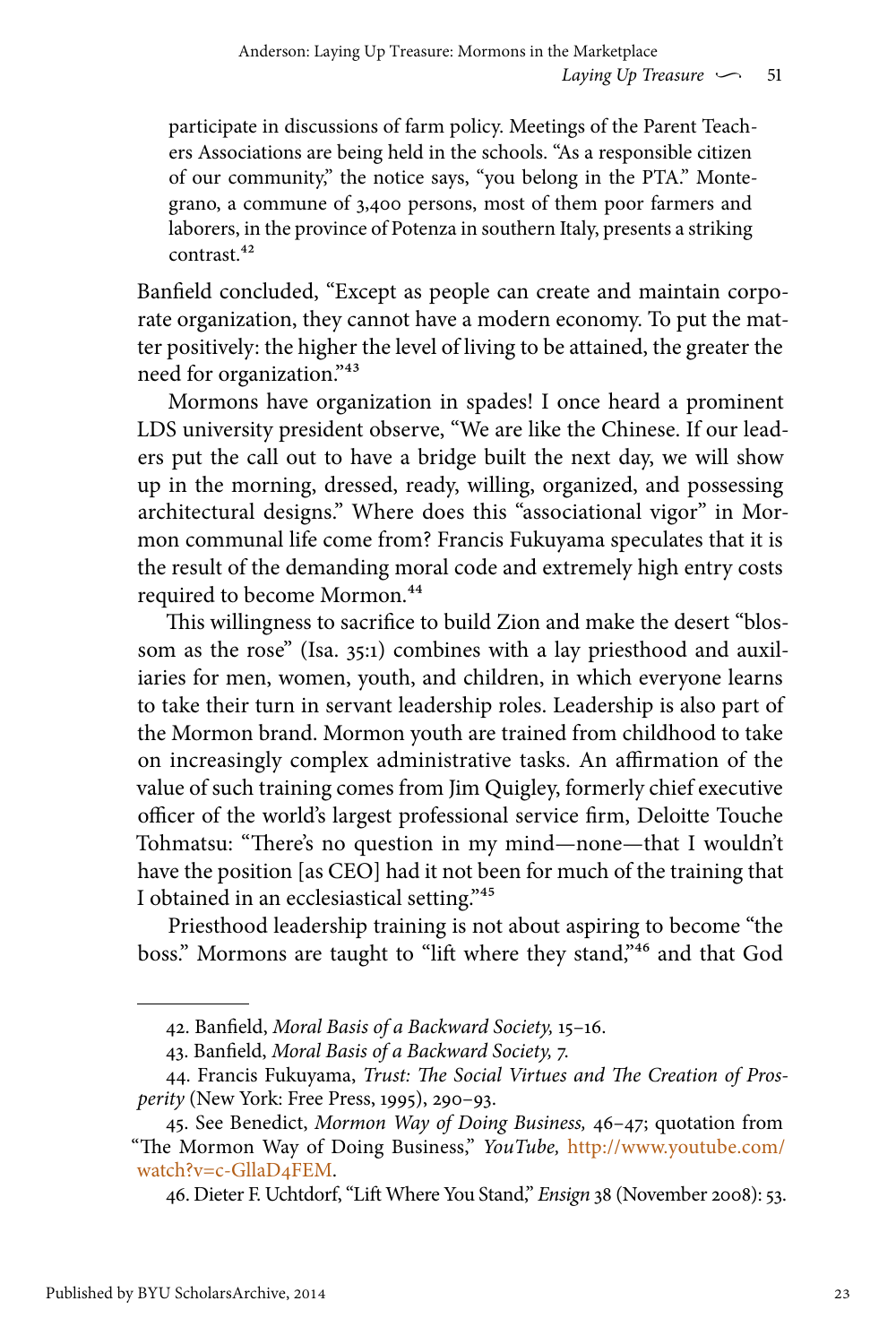> participate in discussions of farm policy. Meetings of the Parent Teachers Associations are being held in the schools. "As a responsible citizen of our community," the notice says, "you belong in the PTA." Montegrano, a commune of 3,400 persons, most of them poor farmers and laborers, in the province of Potenza in southern Italy, presents a striking contrast.[42]

Banfield concluded, "Except as people can create and maintain corporate organization, they cannot have a modern economy. To put the matter positively: the higher the level of living to be attained, the greater the need for organization."[43]

Mormons have organization in spades! I once heard a prominent LDS university president observe, "We are like the Chinese. If our leaders put the call out to have a bridge built the next day, we will show up in the morning, dressed, ready, willing, organized, and possessing architectural designs." Where does this "associational vigor" in Mormon communal life come from? Francis Fukuyama speculates that it is the result of the demanding moral code and extremely high entry costs required to become Mormon.[44]

This willingness to sacrifice to build Zion and make the desert "blossom as the rose" (Isa. 35:1) combines with a lay priesthood and auxiliaries for men, women, youth, and children, in which everyone learns to take their turn in servant leadership roles. Leadership is also part of the Mormon brand. Mormon youth are trained from childhood to take on increasingly complex administrative tasks. An affirmation of the value of such training comes from Jim Quigley, formerly chief executive officer of the world's largest professional service firm, Deloitte Touche Tohmatsu: "There's no question in my mind—none—that I wouldn't have the position [as CEO] had it not been for much of the training that I obtained in an ecclesiastical setting."[45]

Priesthood leadership training is not about aspiring to become "the boss." Mormons are taught to "lift where they stand,"[46] and that God

---

42. Banfield, *Moral Basis of a Backward Society,* 15–16.

43. Banfield, *Moral Basis of a Backward Society,* 7.

44. Francis Fukuyama, *Trust: The Social Virtues and The Creation of Prosperity* (New York: Free Press, 1995), 290–93.

45. See Benedict, *Mormon Way of Doing Business,* 46–47; quotation from "The Mormon Way of Doing Business," *YouTube,* http://www.youtube.com/watch?v=c-GllaD4FEM.

46. Dieter F. Uchtdorf, "Lift Where You Stand," *Ensign* 38 (November 2008): 53.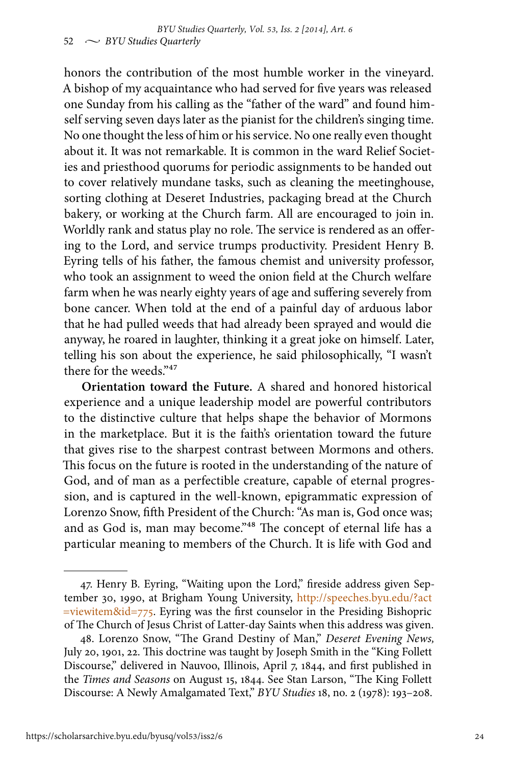honors the contribution of the most humble worker in the vineyard. A bishop of my acquaintance who had served for five years was released one Sunday from his calling as the "father of the ward" and found himself serving seven days later as the pianist for the children's singing time. No one thought the less of him or his service. No one really even thought about it. It was not remarkable. It is common in the ward Relief Societies and priesthood quorums for periodic assignments to be handed out to cover relatively mundane tasks, such as cleaning the meetinghouse, sorting clothing at Deseret Industries, packaging bread at the Church bakery, or working at the Church farm. All are encouraged to join in. Worldly rank and status play no role. The service is rendered as an offering to the Lord, and service trumps productivity. President Henry B. Eyring tells of his father, the famous chemist and university professor, who took an assignment to weed the onion field at the Church welfare farm when he was nearly eighty years of age and suffering severely from bone cancer. When told at the end of a painful day of arduous labor that he had pulled weeds that had already been sprayed and would die anyway, he roared in laughter, thinking it a great joke on himself. Later, telling his son about the experience, he said philosophically, "I wasn't there for the weeds."[47]

**Orientation toward the Future.** A shared and honored historical experience and a unique leadership model are powerful contributors to the distinctive culture that helps shape the behavior of Mormons in the marketplace. But it is the faith's orientation toward the future that gives rise to the sharpest contrast between Mormons and others. This focus on the future is rooted in the understanding of the nature of God, and of man as a perfectible creature, capable of eternal progression, and is captured in the well-known, epigrammatic expression of Lorenzo Snow, fifth President of the Church: "As man is, God once was; and as God is, man may become."[48] The concept of eternal life has a particular meaning to members of the Church. It is life with God and

---

47. Henry B. Eyring, "Waiting upon the Lord," fireside address given September 30, 1990, at Brigham Young University, http://speeches.byu.edu/?act=viewitem&id=775. Eyring was the first counselor in the Presiding Bishopric of The Church of Jesus Christ of Latter-day Saints when this address was given.

48. Lorenzo Snow, "The Grand Destiny of Man," *Deseret Evening News,* July 20, 1901, 22. This doctrine was taught by Joseph Smith in the "King Follett Discourse," delivered in Nauvoo, Illinois, April 7, 1844, and first published in the *Times and Seasons* on August 15, 1844. See Stan Larson, "The King Follett Discourse: A Newly Amalgamated Text," *BYU Studies* 18, no. 2 (1978): 193–208.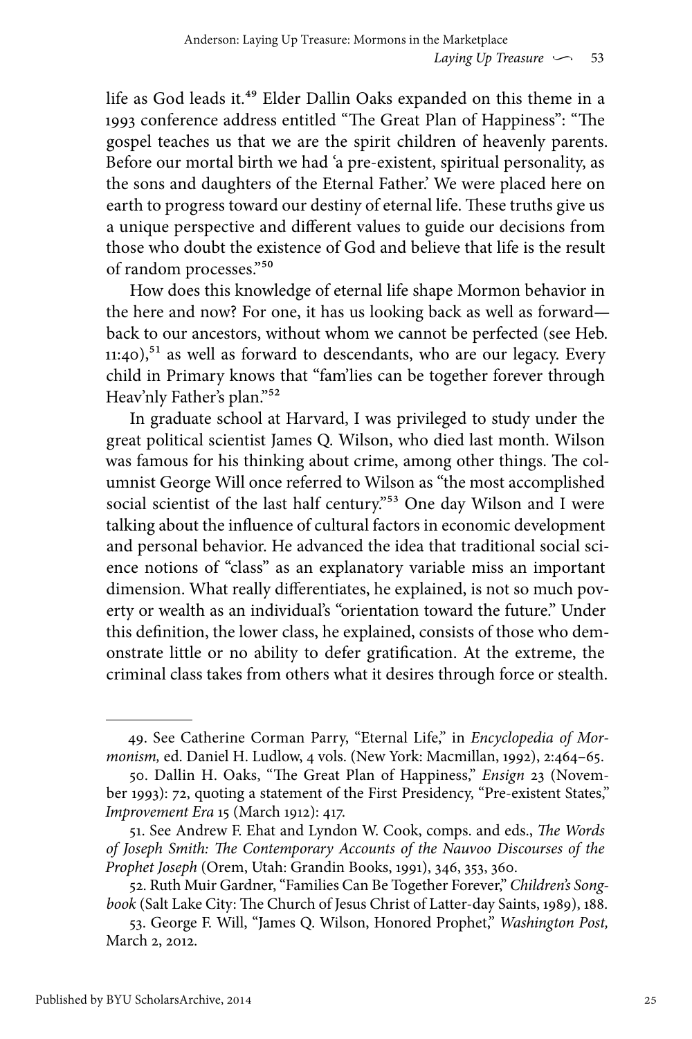life as God leads it.[49] Elder Dallin Oaks expanded on this theme in a 1993 conference address entitled "The Great Plan of Happiness": "The gospel teaches us that we are the spirit children of heavenly parents. Before our mortal birth we had 'a pre-existent, spiritual personality, as the sons and daughters of the Eternal Father.' We were placed here on earth to progress toward our destiny of eternal life. These truths give us a unique perspective and different values to guide our decisions from those who doubt the existence of God and believe that life is the result of random processes."[50]

How does this knowledge of eternal life shape Mormon behavior in the here and now? For one, it has us looking back as well as forward—back to our ancestors, without whom we cannot be perfected (see Heb. 11:40),[51] as well as forward to descendants, who are our legacy. Every child in Primary knows that "fam'lies can be together forever through Heav'nly Father's plan."[52]

In graduate school at Harvard, I was privileged to study under the great political scientist James Q. Wilson, who died last month. Wilson was famous for his thinking about crime, among other things. The columnist George Will once referred to Wilson as "the most accomplished social scientist of the last half century."[53] One day Wilson and I were talking about the influence of cultural factors in economic development and personal behavior. He advanced the idea that traditional social science notions of "class" as an explanatory variable miss an important dimension. What really differentiates, he explained, is not so much poverty or wealth as an individual's "orientation toward the future." Under this definition, the lower class, he explained, consists of those who demonstrate little or no ability to defer gratification. At the extreme, the criminal class takes from others what it desires through force or stealth.

---

49. See Catherine Corman Parry, "Eternal Life," in *Encyclopedia of Mormonism,* ed. Daniel H. Ludlow, 4 vols. (New York: Macmillan, 1992), 2:464–65.

50. Dallin H. Oaks, "The Great Plan of Happiness," *Ensign* 23 (November 1993): 72, quoting a statement of the First Presidency, "Pre-existent States," *Improvement Era* 15 (March 1912): 417.

51. See Andrew F. Ehat and Lyndon W. Cook, comps. and eds., *The Words of Joseph Smith: The Contemporary Accounts of the Nauvoo Discourses of the Prophet Joseph* (Orem, Utah: Grandin Books, 1991), 346, 353, 360.

52. Ruth Muir Gardner, "Families Can Be Together Forever," *Children's Songbook* (Salt Lake City: The Church of Jesus Christ of Latter-day Saints, 1989), 188.

53. George F. Will, "James Q. Wilson, Honored Prophet," *Washington Post,* March 2, 2012.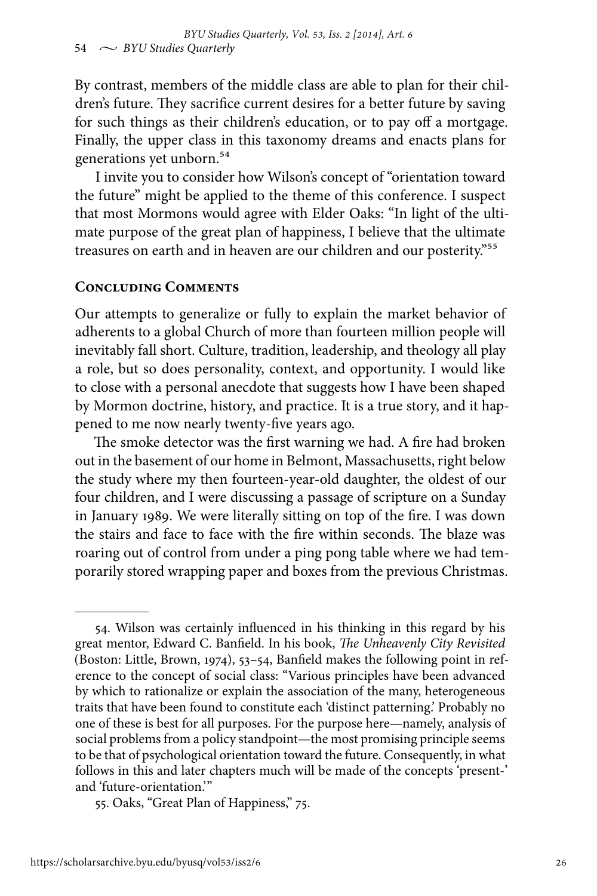By contrast, members of the middle class are able to plan for their children's future. They sacrifice current desires for a better future by saving for such things as their children's education, or to pay off a mortgage. Finally, the upper class in this taxonomy dreams and enacts plans for generations yet unborn.[54]

I invite you to consider how Wilson's concept of "orientation toward the future" might be applied to the theme of this conference. I suspect that most Mormons would agree with Elder Oaks: "In light of the ultimate purpose of the great plan of happiness, I believe that the ultimate treasures on earth and in heaven are our children and our posterity."[55]

## Concluding Comments

Our attempts to generalize or fully to explain the market behavior of adherents to a global Church of more than fourteen million people will inevitably fall short. Culture, tradition, leadership, and theology all play a role, but so does personality, context, and opportunity. I would like to close with a personal anecdote that suggests how I have been shaped by Mormon doctrine, history, and practice. It is a true story, and it happened to me now nearly twenty-five years ago.

The smoke detector was the first warning we had. A fire had broken out in the basement of our home in Belmont, Massachusetts, right below the study where my then fourteen-year-old daughter, the oldest of our four children, and I were discussing a passage of scripture on a Sunday in January 1989. We were literally sitting on top of the fire. I was down the stairs and face to face with the fire within seconds. The blaze was roaring out of control from under a ping pong table where we had temporarily stored wrapping paper and boxes from the previous Christmas.

---

54. Wilson was certainly influenced in his thinking in this regard by his great mentor, Edward C. Banfield. In his book, *The Unheavenly City Revisited* (Boston: Little, Brown, 1974), 53–54, Banfield makes the following point in reference to the concept of social class: "Various principles have been advanced by which to rationalize or explain the association of the many, heterogeneous traits that have been found to constitute each 'distinct patterning.' Probably no one of these is best for all purposes. For the purpose here—namely, analysis of social problems from a policy standpoint—the most promising principle seems to be that of psychological orientation toward the future. Consequently, in what follows in this and later chapters much will be made of the concepts 'present-' and 'future-orientation.'"

55. Oaks, "Great Plan of Happiness," 75.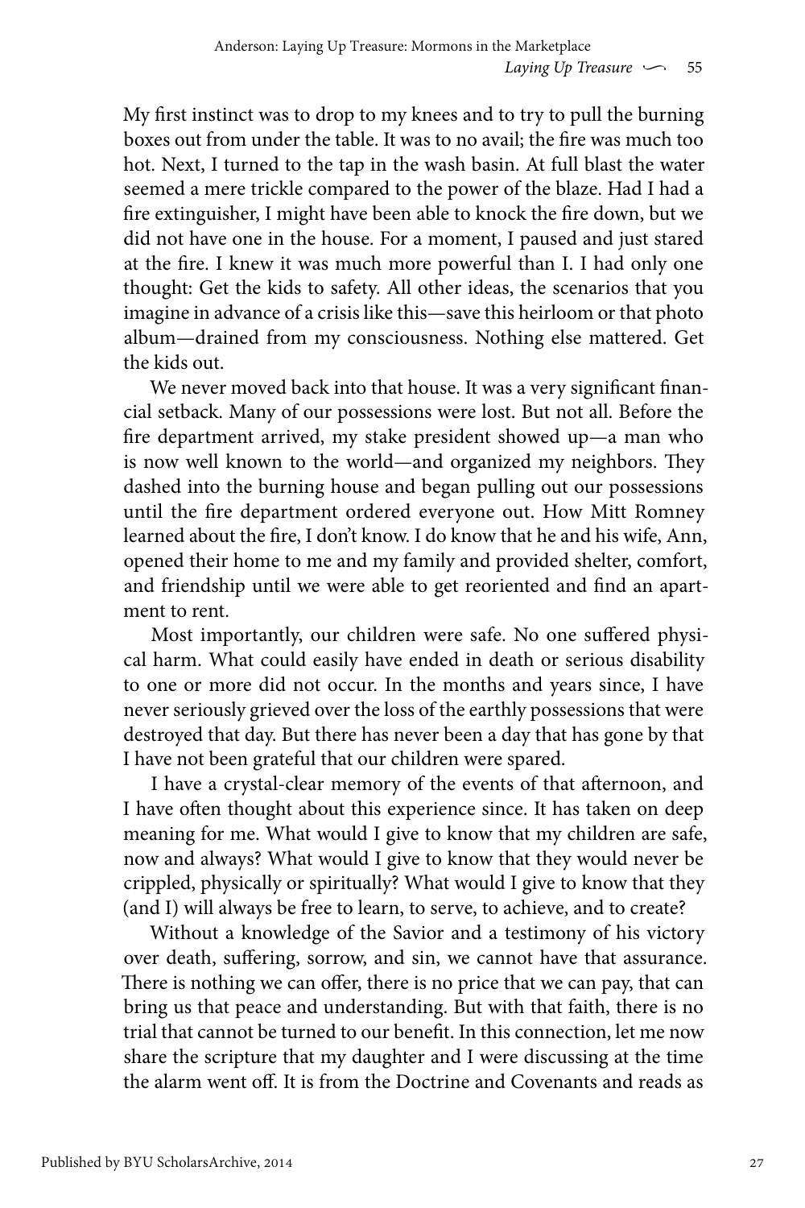My first instinct was to drop to my knees and to try to pull the burning boxes out from under the table. It was to no avail; the fire was much too hot. Next, I turned to the tap in the wash basin. At full blast the water seemed a mere trickle compared to the power of the blaze. Had I had a fire extinguisher, I might have been able to knock the fire down, but we did not have one in the house. For a moment, I paused and just stared at the fire. I knew it was much more powerful than I. I had only one thought: Get the kids to safety. All other ideas, the scenarios that you imagine in advance of a crisis like this—save this heirloom or that photo album—drained from my consciousness. Nothing else mattered. Get the kids out.

We never moved back into that house. It was a very significant financial setback. Many of our possessions were lost. But not all. Before the fire department arrived, my stake president showed up—a man who is now well known to the world—and organized my neighbors. They dashed into the burning house and began pulling out our possessions until the fire department ordered everyone out. How Mitt Romney learned about the fire, I don't know. I do know that he and his wife, Ann, opened their home to me and my family and provided shelter, comfort, and friendship until we were able to get reoriented and find an apartment to rent.

Most importantly, our children were safe. No one suffered physical harm. What could easily have ended in death or serious disability to one or more did not occur. In the months and years since, I have never seriously grieved over the loss of the earthly possessions that were destroyed that day. But there has never been a day that has gone by that I have not been grateful that our children were spared.

I have a crystal-clear memory of the events of that afternoon, and I have often thought about this experience since. It has taken on deep meaning for me. What would I give to know that my children are safe, now and always? What would I give to know that they would never be crippled, physically or spiritually? What would I give to know that they (and I) will always be free to learn, to serve, to achieve, and to create?

Without a knowledge of the Savior and a testimony of his victory over death, suffering, sorrow, and sin, we cannot have that assurance. There is nothing we can offer, there is no price that we can pay, that can bring us that peace and understanding. But with that faith, there is no trial that cannot be turned to our benefit. In this connection, let me now share the scripture that my daughter and I were discussing at the time the alarm went off. It is from the Doctrine and Covenants and reads as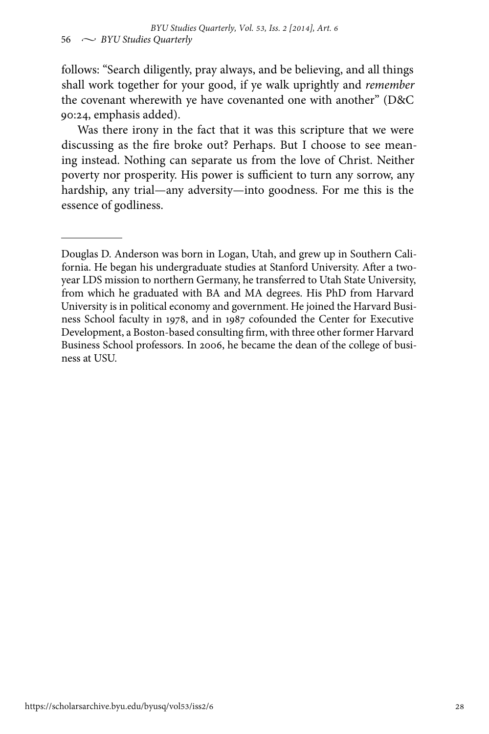follows: "Search diligently, pray always, and be believing, and all things shall work together for your good, if ye walk uprightly and *remember* the covenant wherewith ye have covenanted one with another" (D&C 90:24, emphasis added).

Was there irony in the fact that it was this scripture that we were discussing as the fire broke out? Perhaps. But I choose to see meaning instead. Nothing can separate us from the love of Christ. Neither poverty nor prosperity. His power is sufficient to turn any sorrow, any hardship, any trial—any adversity—into goodness. For me this is the essence of godliness.

---

Douglas D. Anderson was born in Logan, Utah, and grew up in Southern California. He began his undergraduate studies at Stanford University. After a two-year LDS mission to northern Germany, he transferred to Utah State University, from which he graduated with BA and MA degrees. His PhD from Harvard University is in political economy and government. He joined the Harvard Business School faculty in 1978, and in 1987 cofounded the Center for Executive Development, a Boston-based consulting firm, with three other former Harvard Business School professors. In 2006, he became the dean of the college of business at USU.